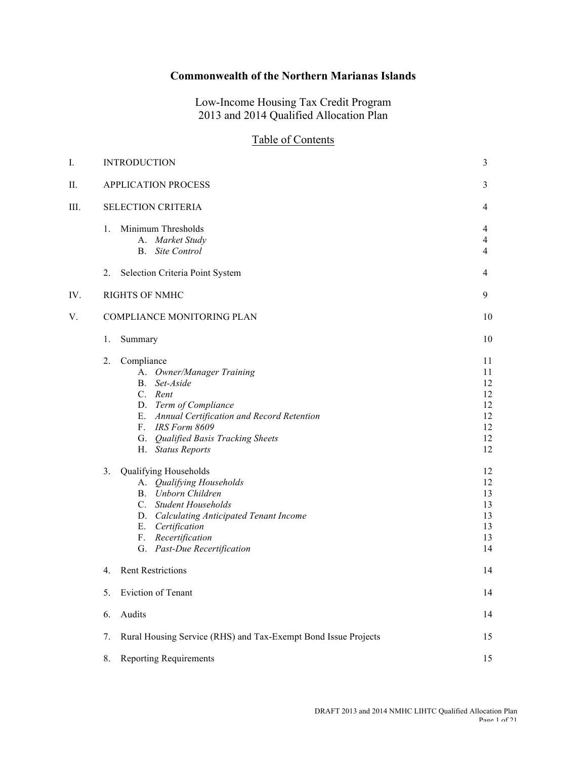# Commonwealth of the Northern Marianas Islands

## Low-Income Housing Tax Credit Program
## 2013 and 2014 Qualified Allocation Plan

### Table of Contents

| | | |
|---|---|---|
| I. | INTRODUCTION | 3 |
| II. | APPLICATION PROCESS | 3 |
| III. | SELECTION CRITERIA | 4 |
| | 1. Minimum Thresholds | 4 |
| | A. *Market Study* | 4 |
| | B. *Site Control* | 4 |
| | 2. Selection Criteria Point System | 4 |
| IV. | RIGHTS OF NMHC | 9 |
| V. | COMPLIANCE MONITORING PLAN | 10 |
| | 1. Summary | 10 |
| | 2. Compliance | 11 |
| | A. *Owner/Manager Training* | 11 |
| | B. *Set-Aside* | 12 |
| | C. *Rent* | 12 |
| | D. *Term of Compliance* | 12 |
| | E. *Annual Certification and Record Retention* | 12 |
| | F. *IRS Form 8609* | 12 |
| | G. *Qualified Basis Tracking Sheets* | 12 |
| | H. *Status Reports* | 12 |
| | 3. Qualifying Households | 12 |
| | A. *Qualifying Households* | 12 |
| | B. *Unborn Children* | 13 |
| | C. *Student Households* | 13 |
| | D. *Calculating Anticipated Tenant Income* | 13 |
| | E. *Certification* | 13 |
| | F. *Recertification* | 13 |
| | G. *Past-Due Recertification* | 14 |
| | 4. Rent Restrictions | 14 |
| | 5. Eviction of Tenant | 14 |
| | 6. Audits | 14 |
| | 7. Rural Housing Service (RHS) and Tax-Exempt Bond Issue Projects | 15 |
| | 8. Reporting Requirements | 15 |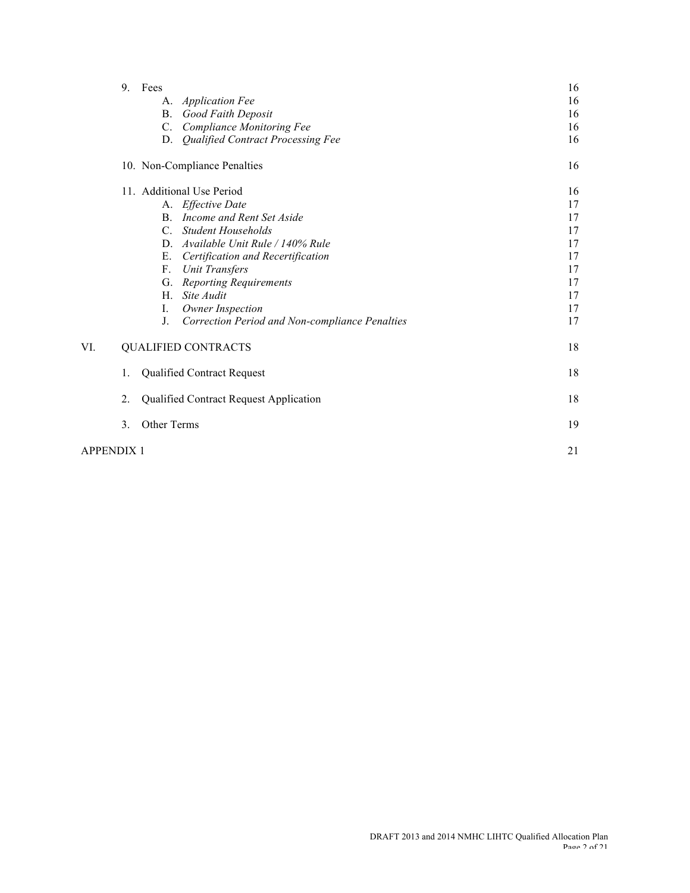| | | |
|---|---|---|
| 9. | Fees | 16 |
| | A. *Application Fee* | 16 |
| | B. *Good Faith Deposit* | 16 |
| | C. *Compliance Monitoring Fee* | 16 |
| | D. *Qualified Contract Processing Fee* | 16 |
| 10. | Non-Compliance Penalties | 16 |
| 11. | Additional Use Period | 16 |
| | A. *Effective Date* | 17 |
| | B. *Income and Rent Set Aside* | 17 |
| | C. *Student Households* | 17 |
| | D. *Available Unit Rule / 140% Rule* | 17 |
| | E. *Certification and Recertification* | 17 |
| | F. *Unit Transfers* | 17 |
| | G. *Reporting Requirements* | 17 |
| | H. *Site Audit* | 17 |
| | I. *Owner Inspection* | 17 |
| | J. *Correction Period and Non-compliance Penalties* | 17 |
| VI. | QUALIFIED CONTRACTS | 18 |
| 1. | Qualified Contract Request | 18 |
| 2. | Qualified Contract Request Application | 18 |
| 3. | Other Terms | 19 |
| APPENDIX 1 | | 21 |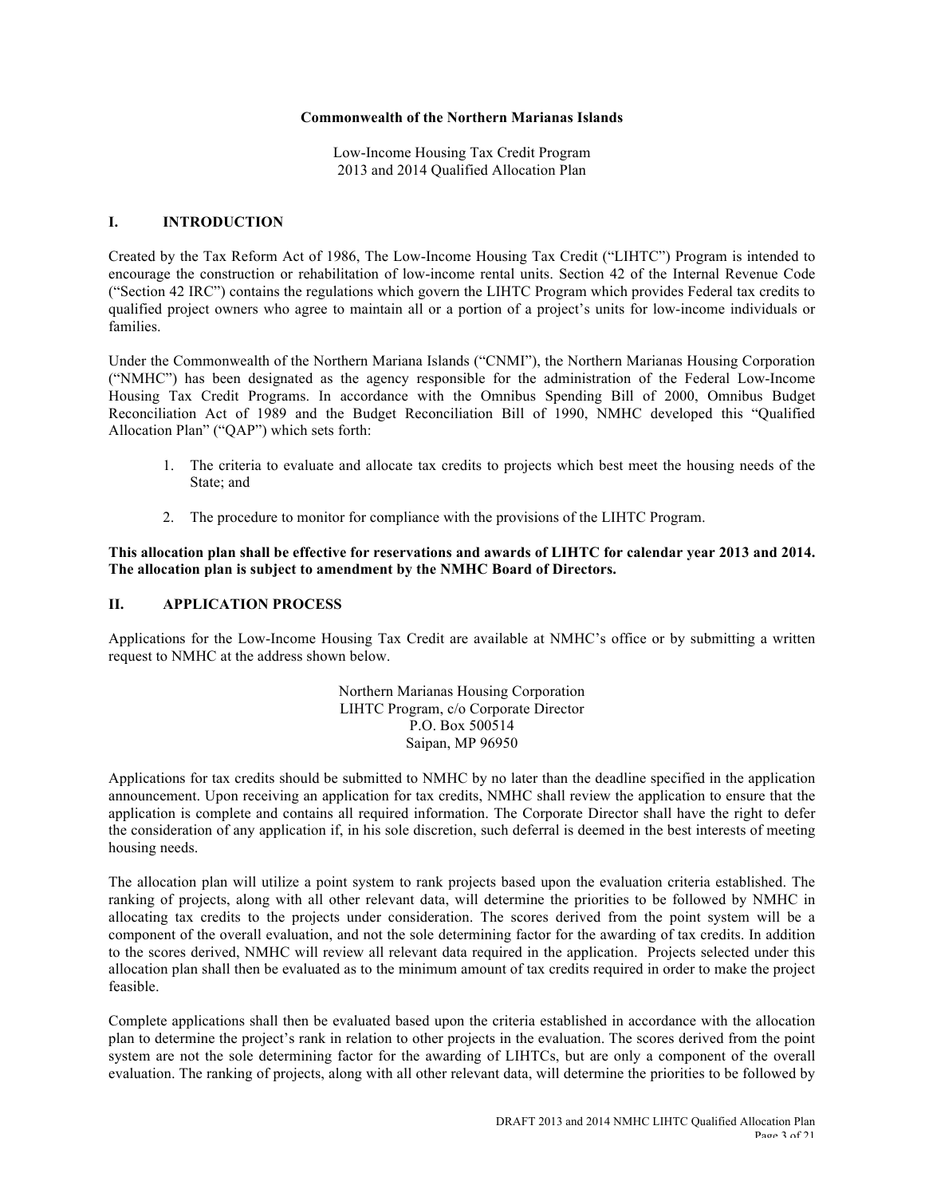**Commonwealth of the Northern Marianas Islands**

Low-Income Housing Tax Credit Program
2013 and 2014 Qualified Allocation Plan

## I. INTRODUCTION

Created by the Tax Reform Act of 1986, The Low-Income Housing Tax Credit ("LIHTC") Program is intended to encourage the construction or rehabilitation of low-income rental units. Section 42 of the Internal Revenue Code ("Section 42 IRC") contains the regulations which govern the LIHTC Program which provides Federal tax credits to qualified project owners who agree to maintain all or a portion of a project's units for low-income individuals or families.

Under the Commonwealth of the Northern Mariana Islands ("CNMI"), the Northern Marianas Housing Corporation ("NMHC") has been designated as the agency responsible for the administration of the Federal Low-Income Housing Tax Credit Programs. In accordance with the Omnibus Spending Bill of 2000, Omnibus Budget Reconciliation Act of 1989 and the Budget Reconciliation Bill of 1990, NMHC developed this "Qualified Allocation Plan" ("QAP") which sets forth:

1. The criteria to evaluate and allocate tax credits to projects which best meet the housing needs of the State; and

2. The procedure to monitor for compliance with the provisions of the LIHTC Program.

**This allocation plan shall be effective for reservations and awards of LIHTC for calendar year 2013 and 2014. The allocation plan is subject to amendment by the NMHC Board of Directors.**

## II. APPLICATION PROCESS

Applications for the Low-Income Housing Tax Credit are available at NMHC's office or by submitting a written request to NMHC at the address shown below.

Northern Marianas Housing Corporation
LIHTC Program, c/o Corporate Director
P.O. Box 500514
Saipan, MP 96950

Applications for tax credits should be submitted to NMHC by no later than the deadline specified in the application announcement. Upon receiving an application for tax credits, NMHC shall review the application to ensure that the application is complete and contains all required information. The Corporate Director shall have the right to defer the consideration of any application if, in his sole discretion, such deferral is deemed in the best interests of meeting housing needs.

The allocation plan will utilize a point system to rank projects based upon the evaluation criteria established. The ranking of projects, along with all other relevant data, will determine the priorities to be followed by NMHC in allocating tax credits to the projects under consideration. The scores derived from the point system will be a component of the overall evaluation, and not the sole determining factor for the awarding of tax credits. In addition to the scores derived, NMHC will review all relevant data required in the application. Projects selected under this allocation plan shall then be evaluated as to the minimum amount of tax credits required in order to make the project feasible.

Complete applications shall then be evaluated based upon the criteria established in accordance with the allocation plan to determine the project's rank in relation to other projects in the evaluation. The scores derived from the point system are not the sole determining factor for the awarding of LIHTCs, but are only a component of the overall evaluation. The ranking of projects, along with all other relevant data, will determine the priorities to be followed by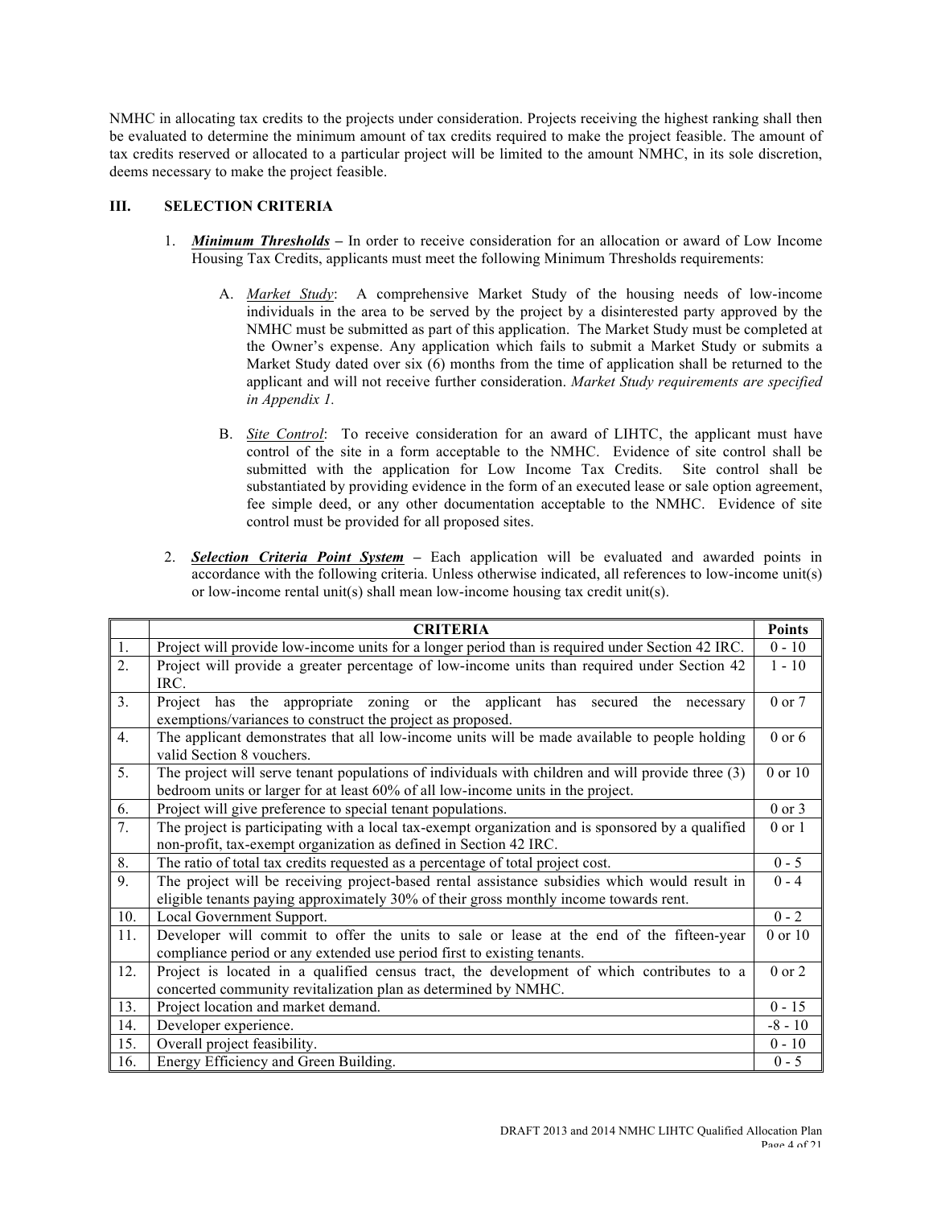NMHC in allocating tax credits to the projects under consideration. Projects receiving the highest ranking shall then be evaluated to determine the minimum amount of tax credits required to make the project feasible. The amount of tax credits reserved or allocated to a particular project will be limited to the amount NMHC, in its sole discretion, deems necessary to make the project feasible.

## III. SELECTION CRITERIA

1. ***Minimum Thresholds*** – In order to receive consideration for an allocation or award of Low Income Housing Tax Credits, applicants must meet the following Minimum Thresholds requirements:

   A. *Market Study*: A comprehensive Market Study of the housing needs of low-income individuals in the area to be served by the project by a disinterested party approved by the NMHC must be submitted as part of this application. The Market Study must be completed at the Owner's expense. Any application which fails to submit a Market Study or submits a Market Study dated over six (6) months from the time of application shall be returned to the applicant and will not receive further consideration. *Market Study requirements are specified in Appendix 1.*

   B. *Site Control*: To receive consideration for an award of LIHTC, the applicant must have control of the site in a form acceptable to the NMHC. Evidence of site control shall be submitted with the application for Low Income Tax Credits. Site control shall be substantiated by providing evidence in the form of an executed lease or sale option agreement, fee simple deed, or any other documentation acceptable to the NMHC. Evidence of site control must be provided for all proposed sites.

2. ***Selection Criteria Point System*** – Each application will be evaluated and awarded points in accordance with the following criteria. Unless otherwise indicated, all references to low-income unit(s) or low-income rental unit(s) shall mean low-income housing tax credit unit(s).

| | CRITERIA | Points |
|---|---|---|
| 1. | Project will provide low-income units for a longer period than is required under Section 42 IRC. | 0 - 10 |
| 2. | Project will provide a greater percentage of low-income units than required under Section 42 IRC. | 1 - 10 |
| 3. | Project has the appropriate zoning or the applicant has secured the necessary exemptions/variances to construct the project as proposed. | 0 or 7 |
| 4. | The applicant demonstrates that all low-income units will be made available to people holding valid Section 8 vouchers. | 0 or 6 |
| 5. | The project will serve tenant populations of individuals with children and will provide three (3) bedroom units or larger for at least 60% of all low-income units in the project. | 0 or 10 |
| 6. | Project will give preference to special tenant populations. | 0 or 3 |
| 7. | The project is participating with a local tax-exempt organization and is sponsored by a qualified non-profit, tax-exempt organization as defined in Section 42 IRC. | 0 or 1 |
| 8. | The ratio of total tax credits requested as a percentage of total project cost. | 0 - 5 |
| 9. | The project will be receiving project-based rental assistance subsidies which would result in eligible tenants paying approximately 30% of their gross monthly income towards rent. | 0 - 4 |
| 10. | Local Government Support. | 0 - 2 |
| 11. | Developer will commit to offer the units to sale or lease at the end of the fifteen-year compliance period or any extended use period first to existing tenants. | 0 or 10 |
| 12. | Project is located in a qualified census tract, the development of which contributes to a concerted community revitalization plan as determined by NMHC. | 0 or 2 |
| 13. | Project location and market demand. | 0 - 15 |
| 14. | Developer experience. | -8 - 10 |
| 15. | Overall project feasibility. | 0 - 10 |
| 16. | Energy Efficiency and Green Building. | 0 - 5 |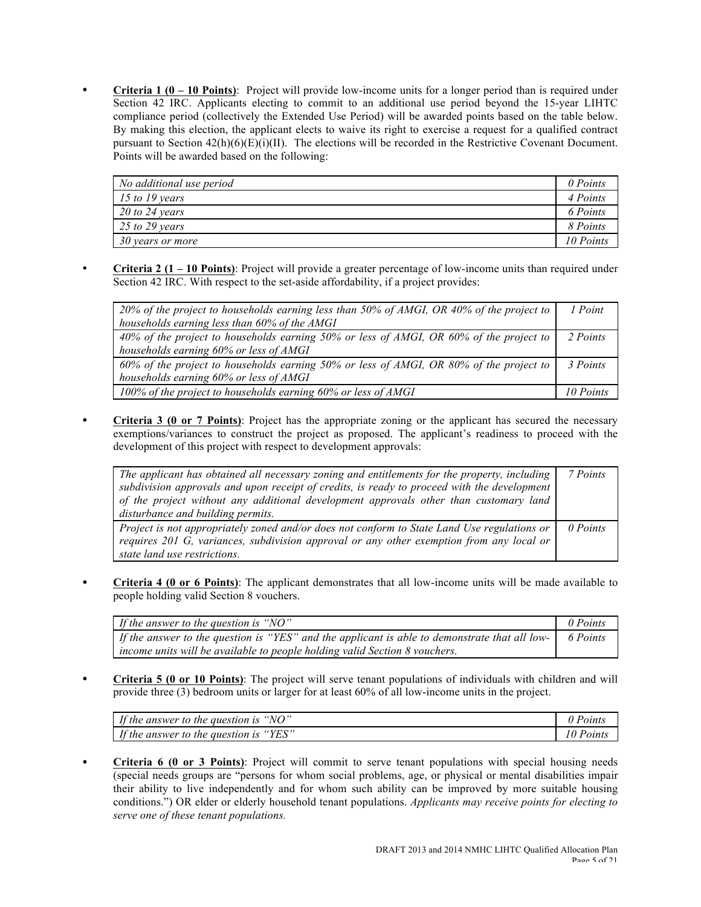- **Criteria 1 (0 – 10 Points)**: Project will provide low-income units for a longer period than is required under Section 42 IRC. Applicants electing to commit to an additional use period beyond the 15-year LIHTC compliance period (collectively the Extended Use Period) will be awarded points based on the table below. By making this election, the applicant elects to waive its right to exercise a request for a qualified contract pursuant to Section 42(h)(6)(E)(i)(II). The elections will be recorded in the Restrictive Covenant Document. Points will be awarded based on the following:

| | |
|---|---|
| *No additional use period* | *0 Points* |
| *15 to 19 years* | *4 Points* |
| *20 to 24 years* | *6 Points* |
| *25 to 29 years* | *8 Points* |
| *30 years or more* | *10 Points* |

- **Criteria 2 (1 – 10 Points)**: Project will provide a greater percentage of low-income units than required under Section 42 IRC. With respect to the set-aside affordability, if a project provides:

| | |
|---|---|
| *20% of the project to households earning less than 50% of AMGI, OR 40% of the project to households earning less than 60% of the AMGI* | *1 Point* |
| *40% of the project to households earning 50% or less of AMGI, OR 60% of the project to households earning 60% or less of AMGI* | *2 Points* |
| *60% of the project to households earning 50% or less of AMGI, OR 80% of the project to households earning 60% or less of AMGI* | *3 Points* |
| *100% of the project to households earning 60% or less of AMGI* | *10 Points* |

- **Criteria 3 (0 or 7 Points)**: Project has the appropriate zoning or the applicant has secured the necessary exemptions/variances to construct the project as proposed. The applicant's readiness to proceed with the development of this project with respect to development approvals:

| | |
|---|---|
| *The applicant has obtained all necessary zoning and entitlements for the property, including subdivision approvals and upon receipt of credits, is ready to proceed with the development of the project without any additional development approvals other than customary land disturbance and building permits.* | *7 Points* |
| *Project is not appropriately zoned and/or does not conform to State Land Use regulations or requires 201 G, variances, subdivision approval or any other exemption from any local or state land use restrictions.* | *0 Points* |

- **Criteria 4 (0 or 6 Points)**: The applicant demonstrates that all low-income units will be made available to people holding valid Section 8 vouchers.

| | |
|---|---|
| *If the answer to the question is "NO"* | *0 Points* |
| *If the answer to the question is "YES" and the applicant is able to demonstrate that all low-income units will be available to people holding valid Section 8 vouchers.* | *6 Points* |

- **Criteria 5 (0 or 10 Points)**: The project will serve tenant populations of individuals with children and will provide three (3) bedroom units or larger for at least 60% of all low-income units in the project.

| | |
|---|---|
| *If the answer to the question is "NO"* | *0 Points* |
| *If the answer to the question is "YES"* | *10 Points* |

- **Criteria 6 (0 or 3 Points)**: Project will commit to serve tenant populations with special housing needs (special needs groups are "persons for whom social problems, age, or physical or mental disabilities impair their ability to live independently and for whom such ability can be improved by more suitable housing conditions.") OR elder or elderly household tenant populations. *Applicants may receive points for electing to serve one of these tenant populations.*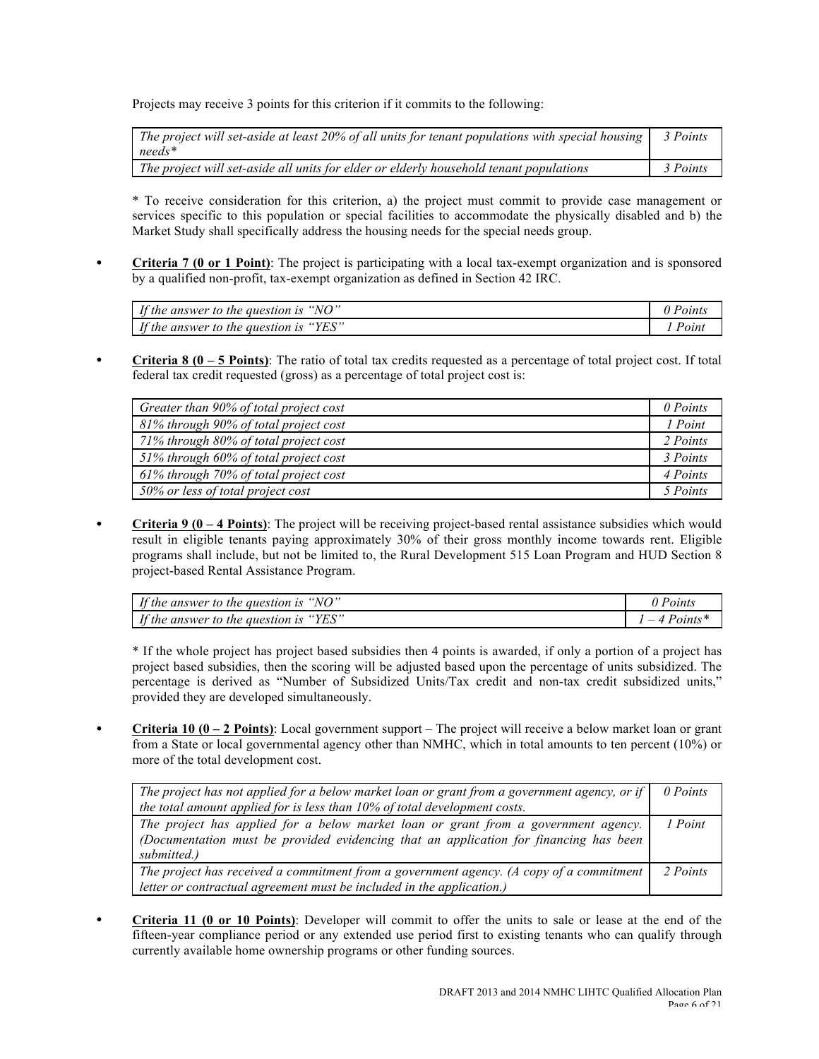Projects may receive 3 points for this criterion if it commits to the following:

| | |
|---|---|
| *The project will set-aside at least 20% of all units for tenant populations with special housing needs** | *3 Points* |
| *The project will set-aside all units for elder or elderly household tenant populations* | *3 Points* |

\* To receive consideration for this criterion, a) the project must commit to provide case management or services specific to this population or special facilities to accommodate the physically disabled and b) the Market Study shall specifically address the housing needs for the special needs group.

- **<u>Criteria 7 (0 or 1 Point)</u>**: The project is participating with a local tax-exempt organization and is sponsored by a qualified non-profit, tax-exempt organization as defined in Section 42 IRC.

| | |
|---|---|
| *If the answer to the question is "NO"* | *0 Points* |
| *If the answer to the question is "YES"* | *1 Point* |

- **<u>Criteria 8 (0 – 5 Points)</u>**: The ratio of total tax credits requested as a percentage of total project cost. If total federal tax credit requested (gross) as a percentage of total project cost is:

| | |
|---|---|
| *Greater than 90% of total project cost* | *0 Points* |
| *81% through 90% of total project cost* | *1 Point* |
| *71% through 80% of total project cost* | *2 Points* |
| *51% through 60% of total project cost* | *3 Points* |
| *61% through 70% of total project cost* | *4 Points* |
| *50% or less of total project cost* | *5 Points* |

- **<u>Criteria 9 (0 – 4 Points)</u>**: The project will be receiving project-based rental assistance subsidies which would result in eligible tenants paying approximately 30% of their gross monthly income towards rent. Eligible programs shall include, but not be limited to, the Rural Development 515 Loan Program and HUD Section 8 project-based Rental Assistance Program.

| | |
|---|---|
| *If the answer to the question is "NO"* | *0 Points* |
| *If the answer to the question is "YES"* | *1 – 4 Points** |

\* If the whole project has project based subsidies then 4 points is awarded, if only a portion of a project has project based subsidies, then the scoring will be adjusted based upon the percentage of units subsidized. The percentage is derived as "Number of Subsidized Units/Tax credit and non-tax credit subsidized units," provided they are developed simultaneously.

- **<u>Criteria 10 (0 – 2 Points)</u>**: Local government support – The project will receive a below market loan or grant from a State or local governmental agency other than NMHC, which in total amounts to ten percent (10%) or more of the total development cost.

| | |
|---|---|
| *The project has not applied for a below market loan or grant from a government agency, or if the total amount applied for is less than 10% of total development costs.* | *0 Points* |
| *The project has applied for a below market loan or grant from a government agency. (Documentation must be provided evidencing that an application for financing has been submitted.)* | *1 Point* |
| *The project has received a commitment from a government agency. (A copy of a commitment letter or contractual agreement must be included in the application.)* | *2 Points* |

- **<u>Criteria 11 (0 or 10 Points)</u>**: Developer will commit to offer the units to sale or lease at the end of the fifteen-year compliance period or any extended use period first to existing tenants who can qualify through currently available home ownership programs or other funding sources.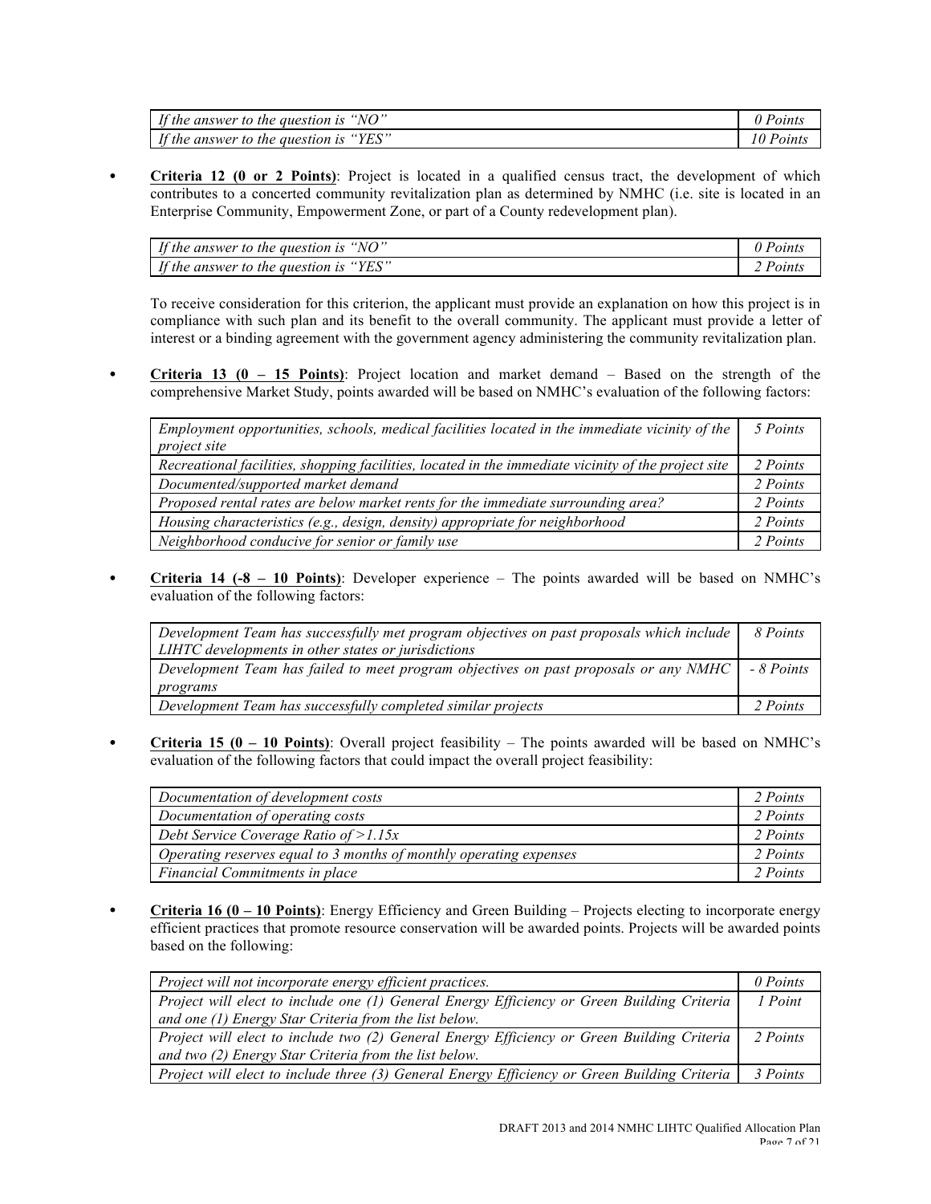| *If the answer to the question is "NO"* | *0 Points* |
|---|---|
| *If the answer to the question is "YES"* | *10 Points* |

- **Criteria 12 (0 or 2 Points)**: Project is located in a qualified census tract, the development of which contributes to a concerted community revitalization plan as determined by NMHC (i.e. site is located in an Enterprise Community, Empowerment Zone, or part of a County redevelopment plan).

| *If the answer to the question is "NO"* | *0 Points* |
|---|---|
| *If the answer to the question is "YES"* | *2 Points* |

To receive consideration for this criterion, the applicant must provide an explanation on how this project is in compliance with such plan and its benefit to the overall community. The applicant must provide a letter of interest or a binding agreement with the government agency administering the community revitalization plan.

- **Criteria 13 (0 – 15 Points)**: Project location and market demand – Based on the strength of the comprehensive Market Study, points awarded will be based on NMHC's evaluation of the following factors:

| *Employment opportunities, schools, medical facilities located in the immediate vicinity of the project site* | *5 Points* |
|---|---|
| *Recreational facilities, shopping facilities, located in the immediate vicinity of the project site* | *2 Points* |
| *Documented/supported market demand* | *2 Points* |
| *Proposed rental rates are below market rents for the immediate surrounding area?* | *2 Points* |
| *Housing characteristics (e.g., design, density) appropriate for neighborhood* | *2 Points* |
| *Neighborhood conducive for senior or family use* | *2 Points* |

- **Criteria 14 (-8 – 10 Points)**: Developer experience – The points awarded will be based on NMHC's evaluation of the following factors:

| *Development Team has successfully met program objectives on past proposals which include LIHTC developments in other states or jurisdictions* | *8 Points* |
|---|---|
| *Development Team has failed to meet program objectives on past proposals or any NMHC programs* | *- 8 Points* |
| *Development Team has successfully completed similar projects* | *2 Points* |

- **Criteria 15 (0 – 10 Points)**: Overall project feasibility – The points awarded will be based on NMHC's evaluation of the following factors that could impact the overall project feasibility:

| *Documentation of development costs* | *2 Points* |
|---|---|
| *Documentation of operating costs* | *2 Points* |
| *Debt Service Coverage Ratio of >1.15x* | *2 Points* |
| *Operating reserves equal to 3 months of monthly operating expenses* | *2 Points* |
| *Financial Commitments in place* | *2 Points* |

- **Criteria 16 (0 – 10 Points)**: Energy Efficiency and Green Building – Projects electing to incorporate energy efficient practices that promote resource conservation will be awarded points. Projects will be awarded points based on the following:

| *Project will not incorporate energy efficient practices.* | *0 Points* |
|---|---|
| *Project will elect to include one (1) General Energy Efficiency or Green Building Criteria and one (1) Energy Star Criteria from the list below.* | *1 Point* |
| *Project will elect to include two (2) General Energy Efficiency or Green Building Criteria and two (2) Energy Star Criteria from the list below.* | *2 Points* |
| *Project will elect to include three (3) General Energy Efficiency or Green Building Criteria* | *3 Points* |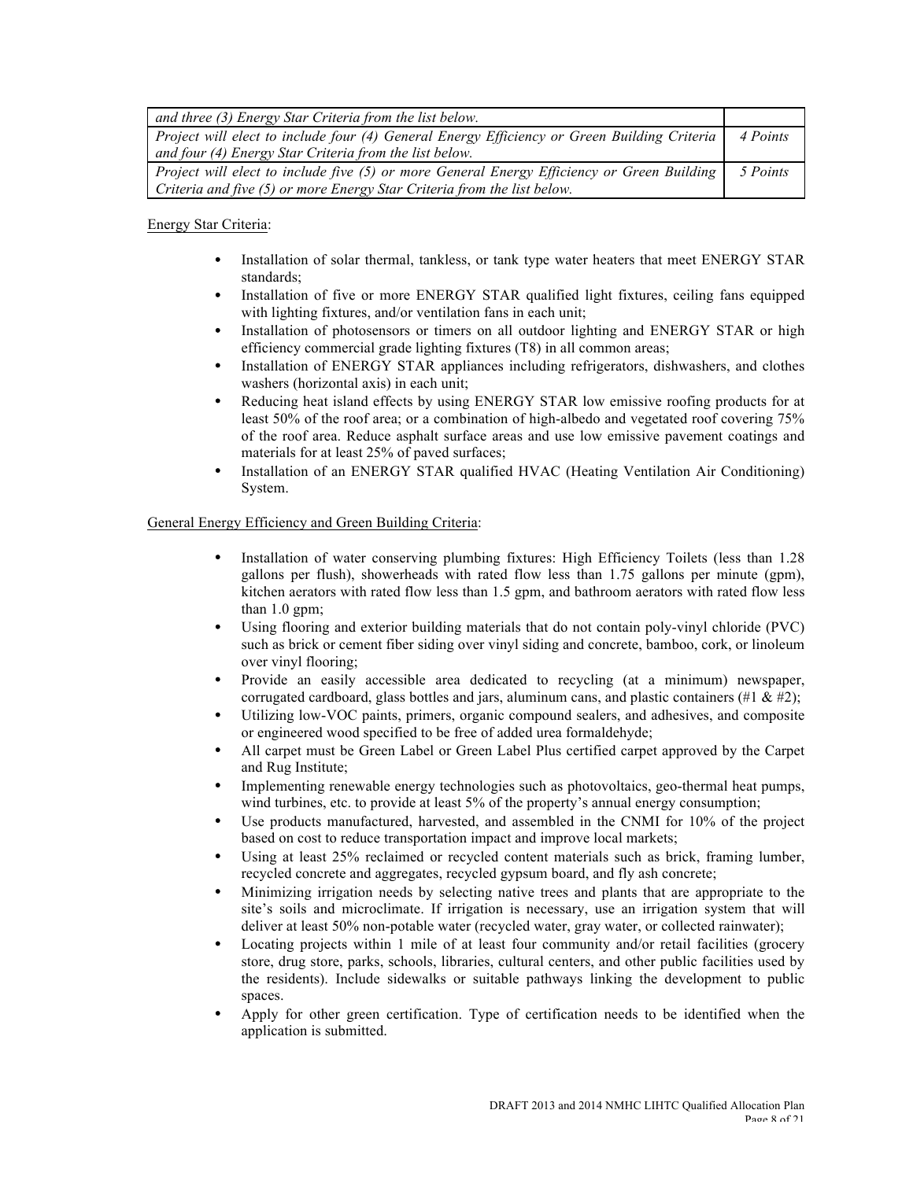| *and three (3) Energy Star Criteria from the list below.* | |
|---|---|
| *Project will elect to include four (4) General Energy Efficiency or Green Building Criteria and four (4) Energy Star Criteria from the list below.* | *4 Points* |
| *Project will elect to include five (5) or more General Energy Efficiency or Green Building Criteria and five (5) or more Energy Star Criteria from the list below.* | *5 Points* |

Energy Star Criteria:

- Installation of solar thermal, tankless, or tank type water heaters that meet ENERGY STAR standards;
- Installation of five or more ENERGY STAR qualified light fixtures, ceiling fans equipped with lighting fixtures, and/or ventilation fans in each unit;
- Installation of photosensors or timers on all outdoor lighting and ENERGY STAR or high efficiency commercial grade lighting fixtures (T8) in all common areas;
- Installation of ENERGY STAR appliances including refrigerators, dishwashers, and clothes washers (horizontal axis) in each unit;
- Reducing heat island effects by using ENERGY STAR low emissive roofing products for at least 50% of the roof area; or a combination of high-albedo and vegetated roof covering 75% of the roof area. Reduce asphalt surface areas and use low emissive pavement coatings and materials for at least 25% of paved surfaces;
- Installation of an ENERGY STAR qualified HVAC (Heating Ventilation Air Conditioning) System.

General Energy Efficiency and Green Building Criteria:

- Installation of water conserving plumbing fixtures: High Efficiency Toilets (less than 1.28 gallons per flush), showerheads with rated flow less than 1.75 gallons per minute (gpm), kitchen aerators with rated flow less than 1.5 gpm, and bathroom aerators with rated flow less than 1.0 gpm;
- Using flooring and exterior building materials that do not contain poly-vinyl chloride (PVC) such as brick or cement fiber siding over vinyl siding and concrete, bamboo, cork, or linoleum over vinyl flooring;
- Provide an easily accessible area dedicated to recycling (at a minimum) newspaper, corrugated cardboard, glass bottles and jars, aluminum cans, and plastic containers (#1 & #2);
- Utilizing low-VOC paints, primers, organic compound sealers, and adhesives, and composite or engineered wood specified to be free of added urea formaldehyde;
- All carpet must be Green Label or Green Label Plus certified carpet approved by the Carpet and Rug Institute;
- Implementing renewable energy technologies such as photovoltaics, geo-thermal heat pumps, wind turbines, etc. to provide at least 5% of the property's annual energy consumption;
- Use products manufactured, harvested, and assembled in the CNMI for 10% of the project based on cost to reduce transportation impact and improve local markets;
- Using at least 25% reclaimed or recycled content materials such as brick, framing lumber, recycled concrete and aggregates, recycled gypsum board, and fly ash concrete;
- Minimizing irrigation needs by selecting native trees and plants that are appropriate to the site's soils and microclimate. If irrigation is necessary, use an irrigation system that will deliver at least 50% non-potable water (recycled water, gray water, or collected rainwater);
- Locating projects within 1 mile of at least four community and/or retail facilities (grocery store, drug store, parks, schools, libraries, cultural centers, and other public facilities used by the residents). Include sidewalks or suitable pathways linking the development to public spaces.
- Apply for other green certification. Type of certification needs to be identified when the application is submitted.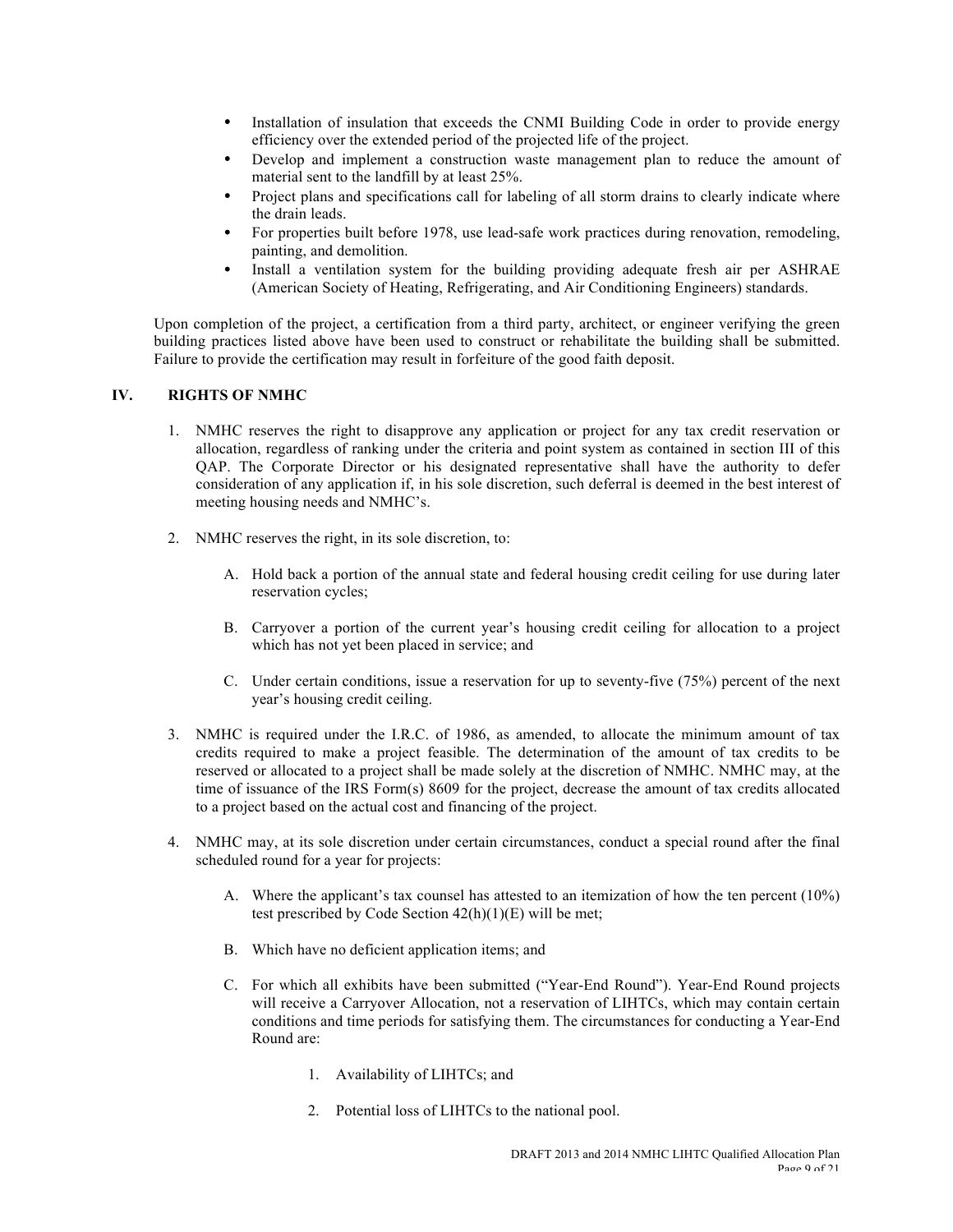- Installation of insulation that exceeds the CNMI Building Code in order to provide energy efficiency over the extended period of the projected life of the project.
- Develop and implement a construction waste management plan to reduce the amount of material sent to the landfill by at least 25%.
- Project plans and specifications call for labeling of all storm drains to clearly indicate where the drain leads.
- For properties built before 1978, use lead-safe work practices during renovation, remodeling, painting, and demolition.
- Install a ventilation system for the building providing adequate fresh air per ASHRAE (American Society of Heating, Refrigerating, and Air Conditioning Engineers) standards.

Upon completion of the project, a certification from a third party, architect, or engineer verifying the green building practices listed above have been used to construct or rehabilitate the building shall be submitted. Failure to provide the certification may result in forfeiture of the good faith deposit.

## IV. RIGHTS OF NMHC

1. NMHC reserves the right to disapprove any application or project for any tax credit reservation or allocation, regardless of ranking under the criteria and point system as contained in section III of this QAP. The Corporate Director or his designated representative shall have the authority to defer consideration of any application if, in his sole discretion, such deferral is deemed in the best interest of meeting housing needs and NMHC's.

2. NMHC reserves the right, in its sole discretion, to:

   A. Hold back a portion of the annual state and federal housing credit ceiling for use during later reservation cycles;

   B. Carryover a portion of the current year's housing credit ceiling for allocation to a project which has not yet been placed in service; and

   C. Under certain conditions, issue a reservation for up to seventy-five (75%) percent of the next year's housing credit ceiling.

3. NMHC is required under the I.R.C. of 1986, as amended, to allocate the minimum amount of tax credits required to make a project feasible. The determination of the amount of tax credits to be reserved or allocated to a project shall be made solely at the discretion of NMHC. NMHC may, at the time of issuance of the IRS Form(s) 8609 for the project, decrease the amount of tax credits allocated to a project based on the actual cost and financing of the project.

4. NMHC may, at its sole discretion under certain circumstances, conduct a special round after the final scheduled round for a year for projects:

   A. Where the applicant's tax counsel has attested to an itemization of how the ten percent (10%) test prescribed by Code Section 42(h)(1)(E) will be met;

   B. Which have no deficient application items; and

   C. For which all exhibits have been submitted ("Year-End Round"). Year-End Round projects will receive a Carryover Allocation, not a reservation of LIHTCs, which may contain certain conditions and time periods for satisfying them. The circumstances for conducting a Year-End Round are:

      1. Availability of LIHTCs; and

      2. Potential loss of LIHTCs to the national pool.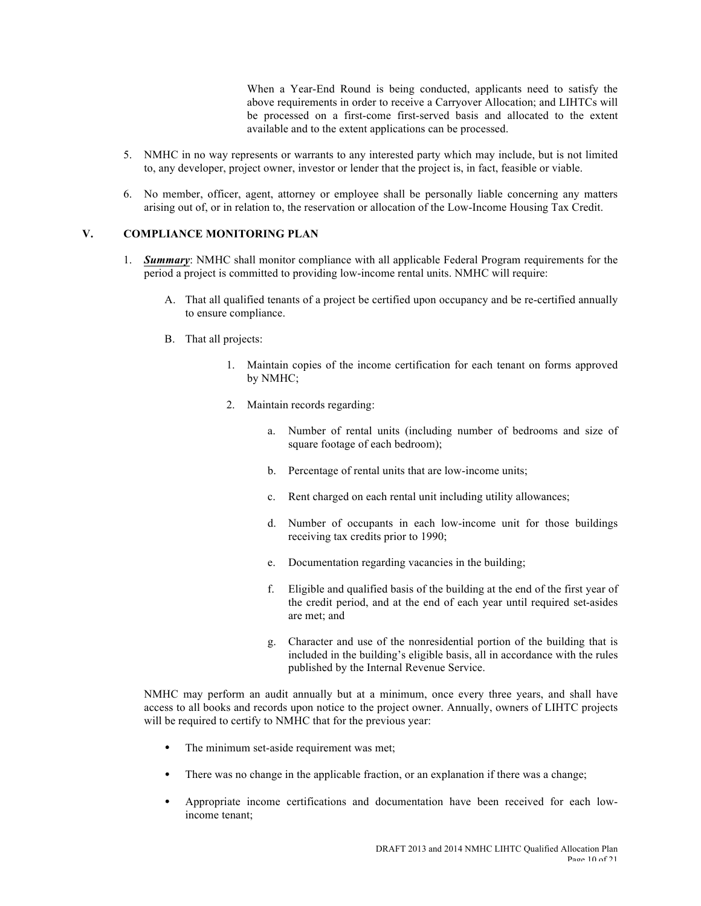When a Year-End Round is being conducted, applicants need to satisfy the above requirements in order to receive a Carryover Allocation; and LIHTCs will be processed on a first-come first-served basis and allocated to the extent available and to the extent applications can be processed.

5. NMHC in no way represents or warrants to any interested party which may include, but is not limited to, any developer, project owner, investor or lender that the project is, in fact, feasible or viable.

6. No member, officer, agent, attorney or employee shall be personally liable concerning any matters arising out of, or in relation to, the reservation or allocation of the Low-Income Housing Tax Credit.

## V. COMPLIANCE MONITORING PLAN

1. ***Summary***: NMHC shall monitor compliance with all applicable Federal Program requirements for the period a project is committed to providing low-income rental units. NMHC will require:

   A. That all qualified tenants of a project be certified upon occupancy and be re-certified annually to ensure compliance.

   B. That all projects:

      1. Maintain copies of the income certification for each tenant on forms approved by NMHC;

      2. Maintain records regarding:

         a. Number of rental units (including number of bedrooms and size of square footage of each bedroom);

         b. Percentage of rental units that are low-income units;

         c. Rent charged on each rental unit including utility allowances;

         d. Number of occupants in each low-income unit for those buildings receiving tax credits prior to 1990;

         e. Documentation regarding vacancies in the building;

         f. Eligible and qualified basis of the building at the end of the first year of the credit period, and at the end of each year until required set-asides are met; and

         g. Character and use of the nonresidential portion of the building that is included in the building's eligible basis, all in accordance with the rules published by the Internal Revenue Service.

NMHC may perform an audit annually but at a minimum, once every three years, and shall have access to all books and records upon notice to the project owner. Annually, owners of LIHTC projects will be required to certify to NMHC that for the previous year:

- The minimum set-aside requirement was met;
- There was no change in the applicable fraction, or an explanation if there was a change;
- Appropriate income certifications and documentation have been received for each low-income tenant;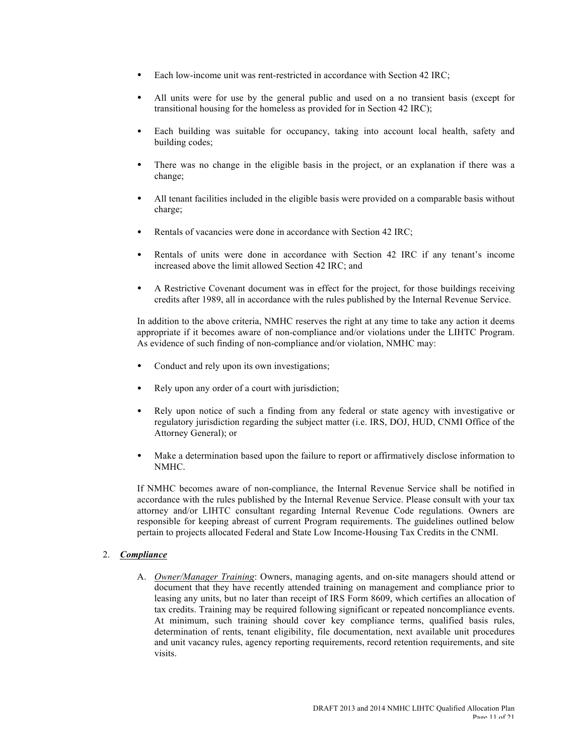- Each low-income unit was rent-restricted in accordance with Section 42 IRC;
- All units were for use by the general public and used on a no transient basis (except for transitional housing for the homeless as provided for in Section 42 IRC);
- Each building was suitable for occupancy, taking into account local health, safety and building codes;
- There was no change in the eligible basis in the project, or an explanation if there was a change;
- All tenant facilities included in the eligible basis were provided on a comparable basis without charge;
- Rentals of vacancies were done in accordance with Section 42 IRC;
- Rentals of units were done in accordance with Section 42 IRC if any tenant's income increased above the limit allowed Section 42 IRC; and
- A Restrictive Covenant document was in effect for the project, for those buildings receiving credits after 1989, all in accordance with the rules published by the Internal Revenue Service.

In addition to the above criteria, NMHC reserves the right at any time to take any action it deems appropriate if it becomes aware of non-compliance and/or violations under the LIHTC Program. As evidence of such finding of non-compliance and/or violation, NMHC may:

- Conduct and rely upon its own investigations;
- Rely upon any order of a court with jurisdiction;
- Rely upon notice of such a finding from any federal or state agency with investigative or regulatory jurisdiction regarding the subject matter (i.e. IRS, DOJ, HUD, CNMI Office of the Attorney General); or
- Make a determination based upon the failure to report or affirmatively disclose information to NMHC.

If NMHC becomes aware of non-compliance, the Internal Revenue Service shall be notified in accordance with the rules published by the Internal Revenue Service. Please consult with your tax attorney and/or LIHTC consultant regarding Internal Revenue Code regulations. Owners are responsible for keeping abreast of current Program requirements. The guidelines outlined below pertain to projects allocated Federal and State Low Income-Housing Tax Credits in the CNMI.

2. ***Compliance***

   A. *Owner/Manager Training*: Owners, managing agents, and on-site managers should attend or document that they have recently attended training on management and compliance prior to leasing any units, but no later than receipt of IRS Form 8609, which certifies an allocation of tax credits. Training may be required following significant or repeated noncompliance events. At minimum, such training should cover key compliance terms, qualified basis rules, determination of rents, tenant eligibility, file documentation, next available unit procedures and unit vacancy rules, agency reporting requirements, record retention requirements, and site visits.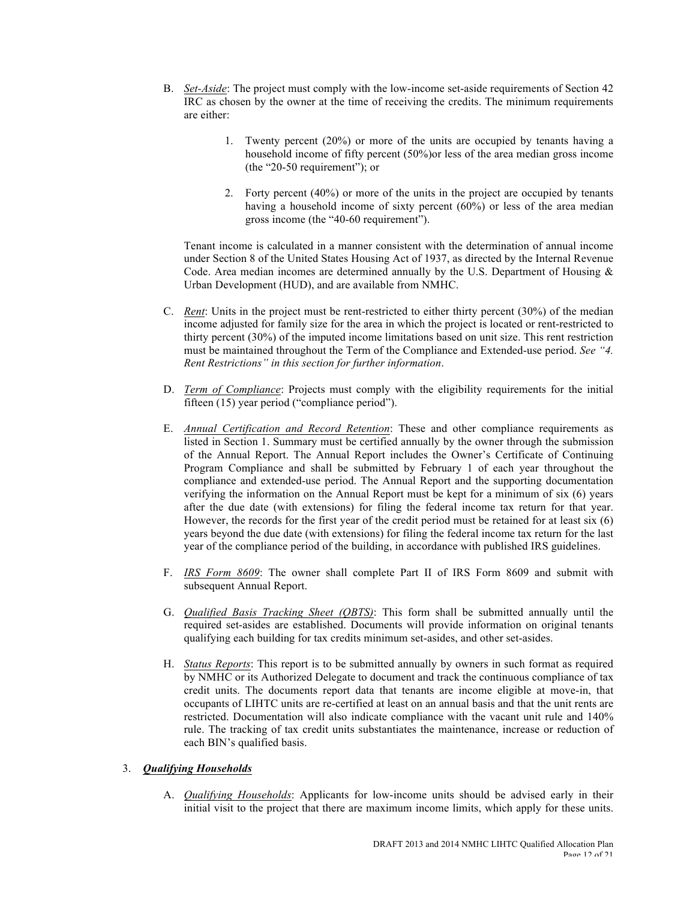B. *Set-Aside*: The project must comply with the low-income set-aside requirements of Section 42 IRC as chosen by the owner at the time of receiving the credits. The minimum requirements are either:

1. Twenty percent (20%) or more of the units are occupied by tenants having a household income of fifty percent (50%)or less of the area median gross income (the "20-50 requirement"); or

2. Forty percent (40%) or more of the units in the project are occupied by tenants having a household income of sixty percent (60%) or less of the area median gross income (the "40-60 requirement").

Tenant income is calculated in a manner consistent with the determination of annual income under Section 8 of the United States Housing Act of 1937, as directed by the Internal Revenue Code. Area median incomes are determined annually by the U.S. Department of Housing & Urban Development (HUD), and are available from NMHC.

C. *Rent*: Units in the project must be rent-restricted to either thirty percent (30%) of the median income adjusted for family size for the area in which the project is located or rent-restricted to thirty percent (30%) of the imputed income limitations based on unit size. This rent restriction must be maintained throughout the Term of the Compliance and Extended-use period. *See "4. Rent Restrictions" in this section for further information*.

D. *Term of Compliance*: Projects must comply with the eligibility requirements for the initial fifteen (15) year period ("compliance period").

E. *Annual Certification and Record Retention*: These and other compliance requirements as listed in Section 1. Summary must be certified annually by the owner through the submission of the Annual Report. The Annual Report includes the Owner's Certificate of Continuing Program Compliance and shall be submitted by February 1 of each year throughout the compliance and extended-use period. The Annual Report and the supporting documentation verifying the information on the Annual Report must be kept for a minimum of six (6) years after the due date (with extensions) for filing the federal income tax return for that year. However, the records for the first year of the credit period must be retained for at least six (6) years beyond the due date (with extensions) for filing the federal income tax return for the last year of the compliance period of the building, in accordance with published IRS guidelines.

F. *IRS Form 8609*: The owner shall complete Part II of IRS Form 8609 and submit with subsequent Annual Report.

G. *Qualified Basis Tracking Sheet (QBTS)*: This form shall be submitted annually until the required set-asides are established. Documents will provide information on original tenants qualifying each building for tax credits minimum set-asides, and other set-asides.

H. *Status Reports*: This report is to be submitted annually by owners in such format as required by NMHC or its Authorized Delegate to document and track the continuous compliance of tax credit units. The documents report data that tenants are income eligible at move-in, that occupants of LIHTC units are re-certified at least on an annual basis and that the unit rents are restricted. Documentation will also indicate compliance with the vacant unit rule and 140% rule. The tracking of tax credit units substantiates the maintenance, increase or reduction of each BIN's qualified basis.

3. ***Qualifying Households***

A. *Qualifying Households*: Applicants for low-income units should be advised early in their initial visit to the project that there are maximum income limits, which apply for these units.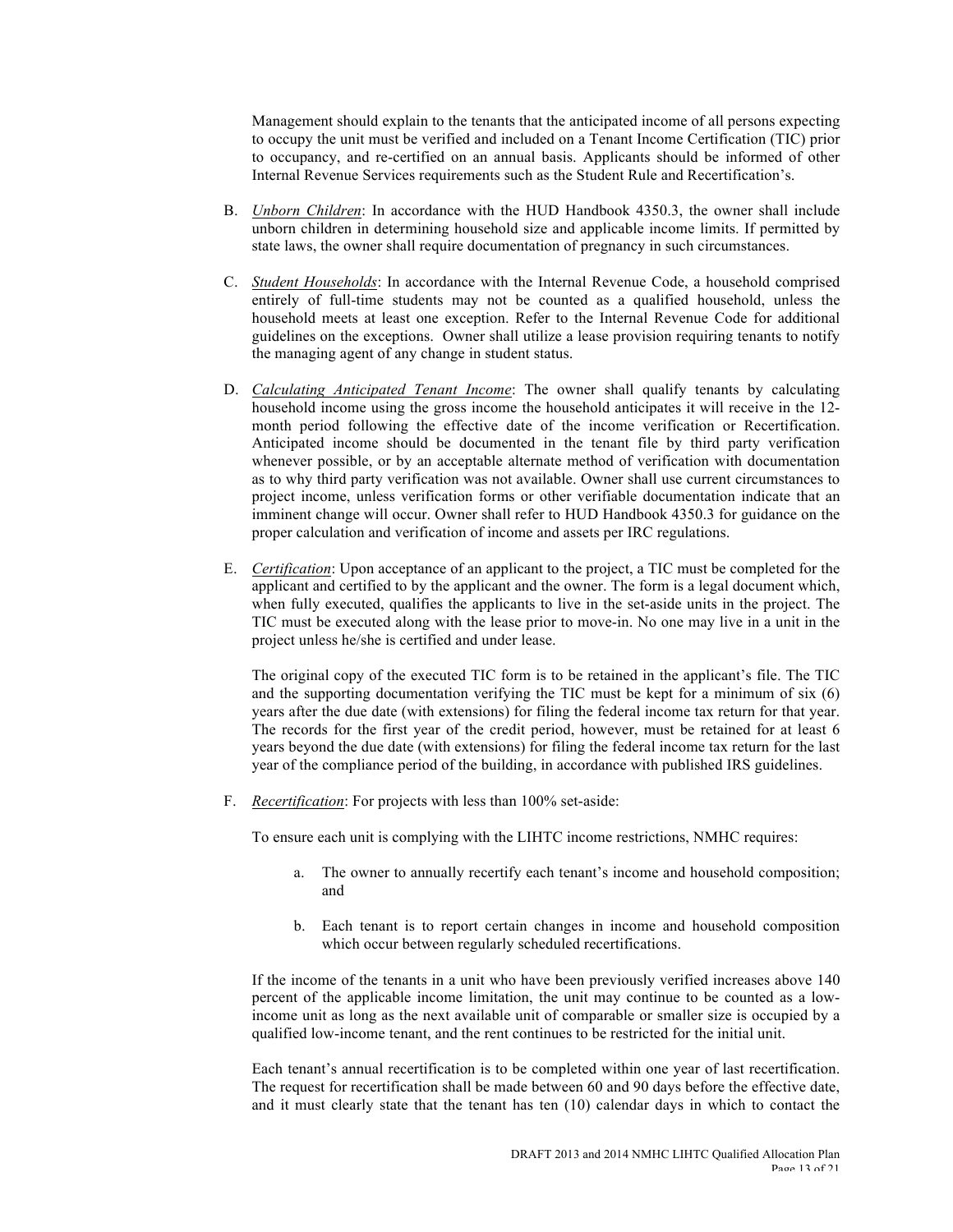Management should explain to the tenants that the anticipated income of all persons expecting to occupy the unit must be verified and included on a Tenant Income Certification (TIC) prior to occupancy, and re-certified on an annual basis. Applicants should be informed of other Internal Revenue Services requirements such as the Student Rule and Recertification's.

B. *Unborn Children*: In accordance with the HUD Handbook 4350.3, the owner shall include unborn children in determining household size and applicable income limits. If permitted by state laws, the owner shall require documentation of pregnancy in such circumstances.

C. *Student Households*: In accordance with the Internal Revenue Code, a household comprised entirely of full-time students may not be counted as a qualified household, unless the household meets at least one exception. Refer to the Internal Revenue Code for additional guidelines on the exceptions. Owner shall utilize a lease provision requiring tenants to notify the managing agent of any change in student status.

D. *Calculating Anticipated Tenant Income*: The owner shall qualify tenants by calculating household income using the gross income the household anticipates it will receive in the 12-month period following the effective date of the income verification or Recertification. Anticipated income should be documented in the tenant file by third party verification whenever possible, or by an acceptable alternate method of verification with documentation as to why third party verification was not available. Owner shall use current circumstances to project income, unless verification forms or other verifiable documentation indicate that an imminent change will occur. Owner shall refer to HUD Handbook 4350.3 for guidance on the proper calculation and verification of income and assets per IRC regulations.

E. *Certification*: Upon acceptance of an applicant to the project, a TIC must be completed for the applicant and certified to by the applicant and the owner. The form is a legal document which, when fully executed, qualifies the applicants to live in the set-aside units in the project. The TIC must be executed along with the lease prior to move-in. No one may live in a unit in the project unless he/she is certified and under lease.

   The original copy of the executed TIC form is to be retained in the applicant's file. The TIC and the supporting documentation verifying the TIC must be kept for a minimum of six (6) years after the due date (with extensions) for filing the federal income tax return for that year. The records for the first year of the credit period, however, must be retained for at least 6 years beyond the due date (with extensions) for filing the federal income tax return for the last year of the compliance period of the building, in accordance with published IRS guidelines.

F. *Recertification*: For projects with less than 100% set-aside:

   To ensure each unit is complying with the LIHTC income restrictions, NMHC requires:

   a. The owner to annually recertify each tenant's income and household composition; and

   b. Each tenant is to report certain changes in income and household composition which occur between regularly scheduled recertifications.

   If the income of the tenants in a unit who have been previously verified increases above 140 percent of the applicable income limitation, the unit may continue to be counted as a low-income unit as long as the next available unit of comparable or smaller size is occupied by a qualified low-income tenant, and the rent continues to be restricted for the initial unit.

   Each tenant's annual recertification is to be completed within one year of last recertification. The request for recertification shall be made between 60 and 90 days before the effective date, and it must clearly state that the tenant has ten (10) calendar days in which to contact the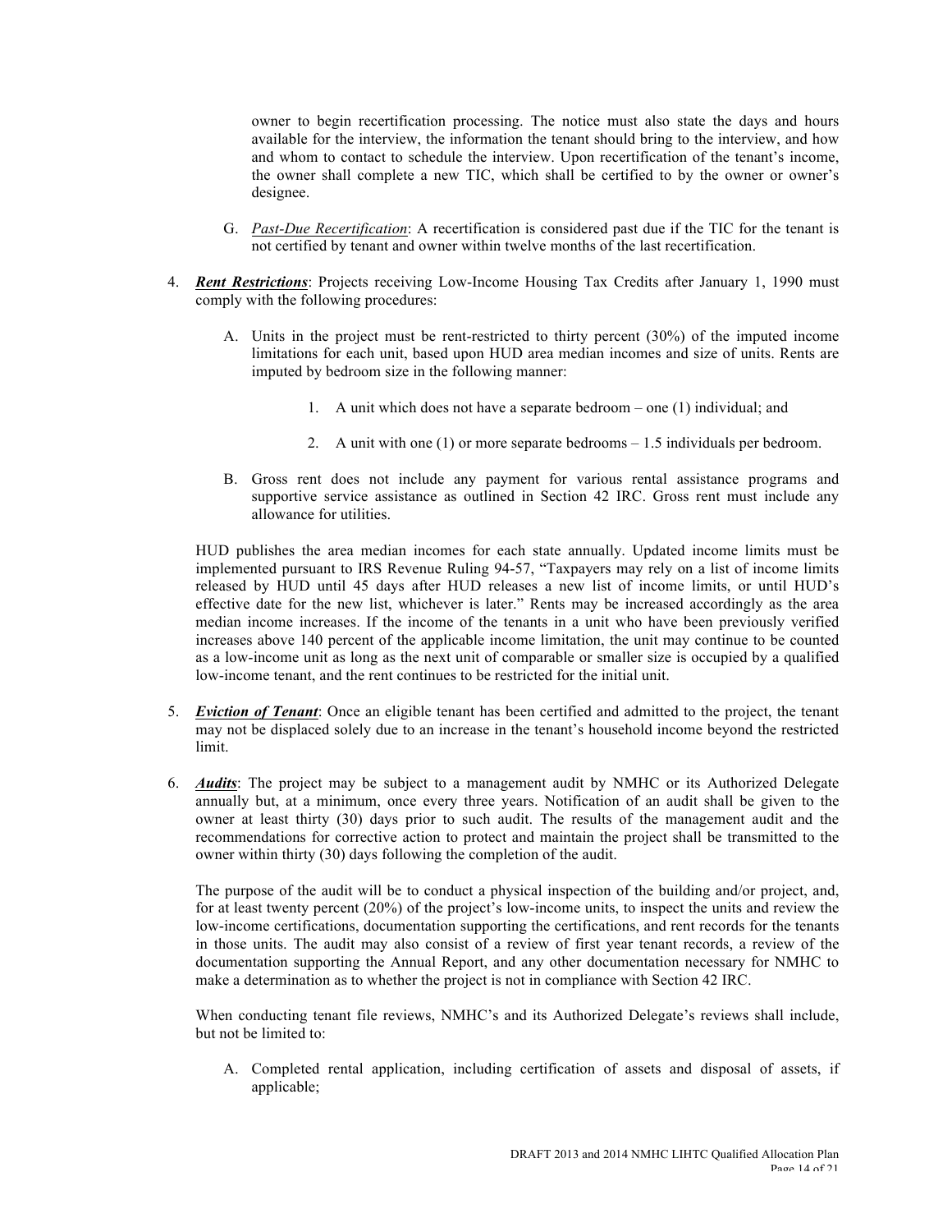owner to begin recertification processing. The notice must also state the days and hours available for the interview, the information the tenant should bring to the interview, and how and whom to contact to schedule the interview. Upon recertification of the tenant's income, the owner shall complete a new TIC, which shall be certified to by the owner or owner's designee.

G. *Past-Due Recertification*: A recertification is considered past due if the TIC for the tenant is not certified by tenant and owner within twelve months of the last recertification.

4. ***Rent Restrictions***: Projects receiving Low-Income Housing Tax Credits after January 1, 1990 must comply with the following procedures:

   A. Units in the project must be rent-restricted to thirty percent (30%) of the imputed income limitations for each unit, based upon HUD area median incomes and size of units. Rents are imputed by bedroom size in the following manner:

      1. A unit which does not have a separate bedroom – one (1) individual; and

      2. A unit with one (1) or more separate bedrooms – 1.5 individuals per bedroom.

   B. Gross rent does not include any payment for various rental assistance programs and supportive service assistance as outlined in Section 42 IRC. Gross rent must include any allowance for utilities.

   HUD publishes the area median incomes for each state annually. Updated income limits must be implemented pursuant to IRS Revenue Ruling 94-57, "Taxpayers may rely on a list of income limits released by HUD until 45 days after HUD releases a new list of income limits, or until HUD's effective date for the new list, whichever is later." Rents may be increased accordingly as the area median income increases. If the income of the tenants in a unit who have been previously verified increases above 140 percent of the applicable income limitation, the unit may continue to be counted as a low-income unit as long as the next unit of comparable or smaller size is occupied by a qualified low-income tenant, and the rent continues to be restricted for the initial unit.

5. ***Eviction of Tenant***: Once an eligible tenant has been certified and admitted to the project, the tenant may not be displaced solely due to an increase in the tenant's household income beyond the restricted limit.

6. ***Audits***: The project may be subject to a management audit by NMHC or its Authorized Delegate annually but, at a minimum, once every three years. Notification of an audit shall be given to the owner at least thirty (30) days prior to such audit. The results of the management audit and the recommendations for corrective action to protect and maintain the project shall be transmitted to the owner within thirty (30) days following the completion of the audit.

   The purpose of the audit will be to conduct a physical inspection of the building and/or project, and, for at least twenty percent (20%) of the project's low-income units, to inspect the units and review the low-income certifications, documentation supporting the certifications, and rent records for the tenants in those units. The audit may also consist of a review of first year tenant records, a review of the documentation supporting the Annual Report, and any other documentation necessary for NMHC to make a determination as to whether the project is not in compliance with Section 42 IRC.

   When conducting tenant file reviews, NMHC's and its Authorized Delegate's reviews shall include, but not be limited to:

   A. Completed rental application, including certification of assets and disposal of assets, if applicable;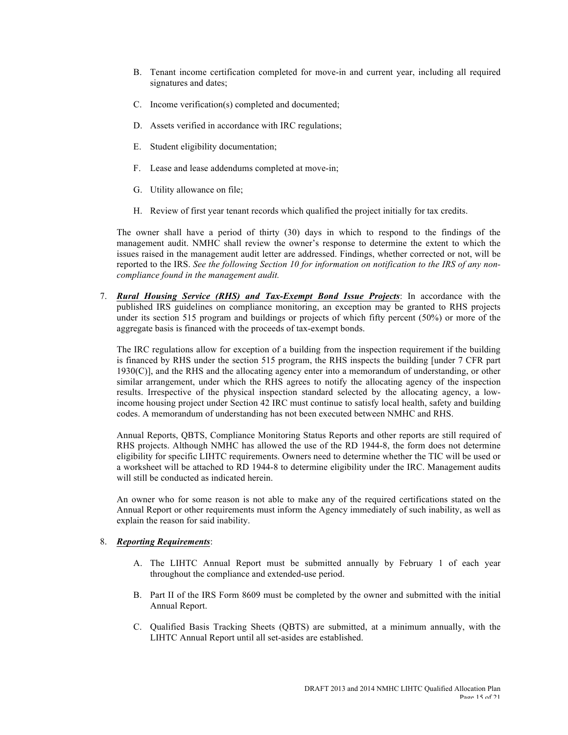B. Tenant income certification completed for move-in and current year, including all required signatures and dates;

C. Income verification(s) completed and documented;

D. Assets verified in accordance with IRC regulations;

E. Student eligibility documentation;

F. Lease and lease addendums completed at move-in;

G. Utility allowance on file;

H. Review of first year tenant records which qualified the project initially for tax credits.

The owner shall have a period of thirty (30) days in which to respond to the findings of the management audit. NMHC shall review the owner's response to determine the extent to which the issues raised in the management audit letter are addressed. Findings, whether corrected or not, will be reported to the IRS. *See the following Section 10 for information on notification to the IRS of any non-compliance found in the management audit.*

7. ***Rural Housing Service (RHS) and Tax-Exempt Bond Issue Projects***: In accordance with the published IRS guidelines on compliance monitoring, an exception may be granted to RHS projects under its section 515 program and buildings or projects of which fifty percent (50%) or more of the aggregate basis is financed with the proceeds of tax-exempt bonds.

   The IRC regulations allow for exception of a building from the inspection requirement if the building is financed by RHS under the section 515 program, the RHS inspects the building [under 7 CFR part 1930(C)], and the RHS and the allocating agency enter into a memorandum of understanding, or other similar arrangement, under which the RHS agrees to notify the allocating agency of the inspection results. Irrespective of the physical inspection standard selected by the allocating agency, a low-income housing project under Section 42 IRC must continue to satisfy local health, safety and building codes. A memorandum of understanding has not been executed between NMHC and RHS.

   Annual Reports, QBTS, Compliance Monitoring Status Reports and other reports are still required of RHS projects. Although NMHC has allowed the use of the RD 1944-8, the form does not determine eligibility for specific LIHTC requirements. Owners need to determine whether the TIC will be used or a worksheet will be attached to RD 1944-8 to determine eligibility under the IRC. Management audits will still be conducted as indicated herein.

   An owner who for some reason is not able to make any of the required certifications stated on the Annual Report or other requirements must inform the Agency immediately of such inability, as well as explain the reason for said inability.

8. ***Reporting Requirements***:

   A. The LIHTC Annual Report must be submitted annually by February 1 of each year throughout the compliance and extended-use period.

   B. Part II of the IRS Form 8609 must be completed by the owner and submitted with the initial Annual Report.

   C. Qualified Basis Tracking Sheets (QBTS) are submitted, at a minimum annually, with the LIHTC Annual Report until all set-asides are established.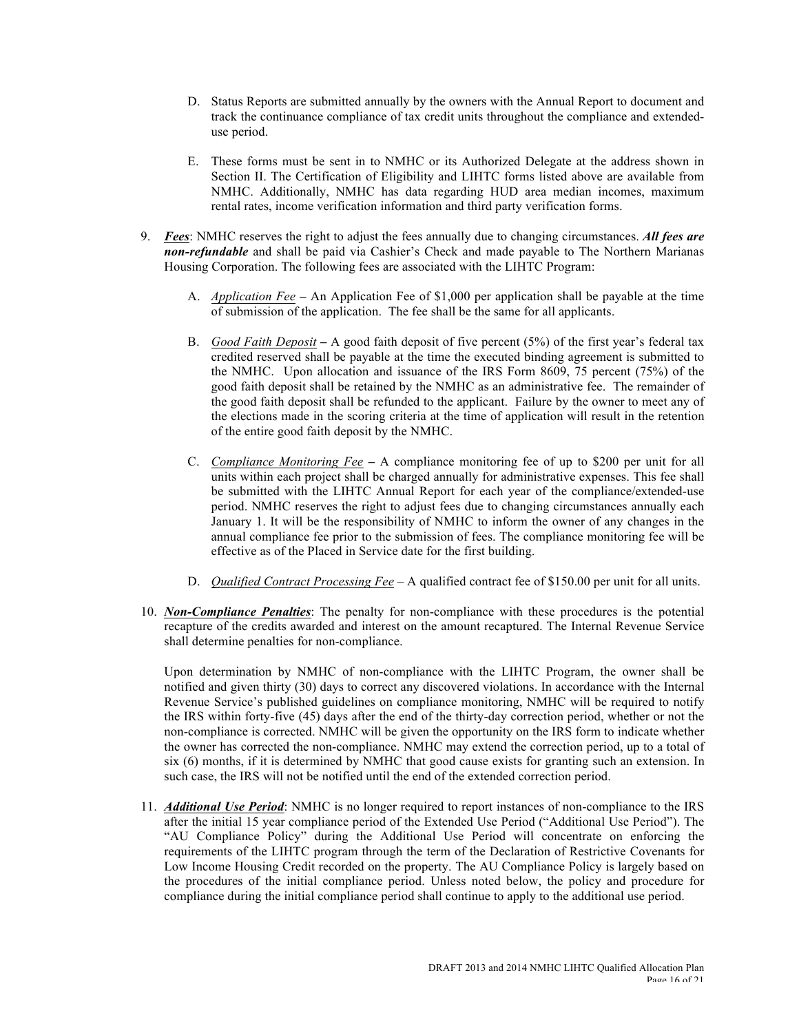D. Status Reports are submitted annually by the owners with the Annual Report to document and track the continuance compliance of tax credit units throughout the compliance and extended-use period.

E. These forms must be sent in to NMHC or its Authorized Delegate at the address shown in Section II. The Certification of Eligibility and LIHTC forms listed above are available from NMHC. Additionally, NMHC has data regarding HUD area median incomes, maximum rental rates, income verification information and third party verification forms.

9. ***Fees***: NMHC reserves the right to adjust the fees annually due to changing circumstances. ***All fees are non-refundable*** and shall be paid via Cashier's Check and made payable to The Northern Marianas Housing Corporation. The following fees are associated with the LIHTC Program:

   A. *Application Fee* – An Application Fee of $1,000 per application shall be payable at the time of submission of the application. The fee shall be the same for all applicants.

   B. *Good Faith Deposit* – A good faith deposit of five percent (5%) of the first year's federal tax credited reserved shall be payable at the time the executed binding agreement is submitted to the NMHC. Upon allocation and issuance of the IRS Form 8609, 75 percent (75%) of the good faith deposit shall be retained by the NMHC as an administrative fee. The remainder of the good faith deposit shall be refunded to the applicant. Failure by the owner to meet any of the elections made in the scoring criteria at the time of application will result in the retention of the entire good faith deposit by the NMHC.

   C. *Compliance Monitoring Fee* – A compliance monitoring fee of up to $200 per unit for all units within each project shall be charged annually for administrative expenses. This fee shall be submitted with the LIHTC Annual Report for each year of the compliance/extended-use period. NMHC reserves the right to adjust fees due to changing circumstances annually each January 1. It will be the responsibility of NMHC to inform the owner of any changes in the annual compliance fee prior to the submission of fees. The compliance monitoring fee will be effective as of the Placed in Service date for the first building.

   D. *Qualified Contract Processing Fee* – A qualified contract fee of $150.00 per unit for all units.

10. ***Non-Compliance Penalties***: The penalty for non-compliance with these procedures is the potential recapture of the credits awarded and interest on the amount recaptured. The Internal Revenue Service shall determine penalties for non-compliance.

    Upon determination by NMHC of non-compliance with the LIHTC Program, the owner shall be notified and given thirty (30) days to correct any discovered violations. In accordance with the Internal Revenue Service's published guidelines on compliance monitoring, NMHC will be required to notify the IRS within forty-five (45) days after the end of the thirty-day correction period, whether or not the non-compliance is corrected. NMHC will be given the opportunity on the IRS form to indicate whether the owner has corrected the non-compliance. NMHC may extend the correction period, up to a total of six (6) months, if it is determined by NMHC that good cause exists for granting such an extension. In such case, the IRS will not be notified until the end of the extended correction period.

11. ***Additional Use Period***: NMHC is no longer required to report instances of non-compliance to the IRS after the initial 15 year compliance period of the Extended Use Period ("Additional Use Period"). The "AU Compliance Policy" during the Additional Use Period will concentrate on enforcing the requirements of the LIHTC program through the term of the Declaration of Restrictive Covenants for Low Income Housing Credit recorded on the property. The AU Compliance Policy is largely based on the procedures of the initial compliance period. Unless noted below, the policy and procedure for compliance during the initial compliance period shall continue to apply to the additional use period.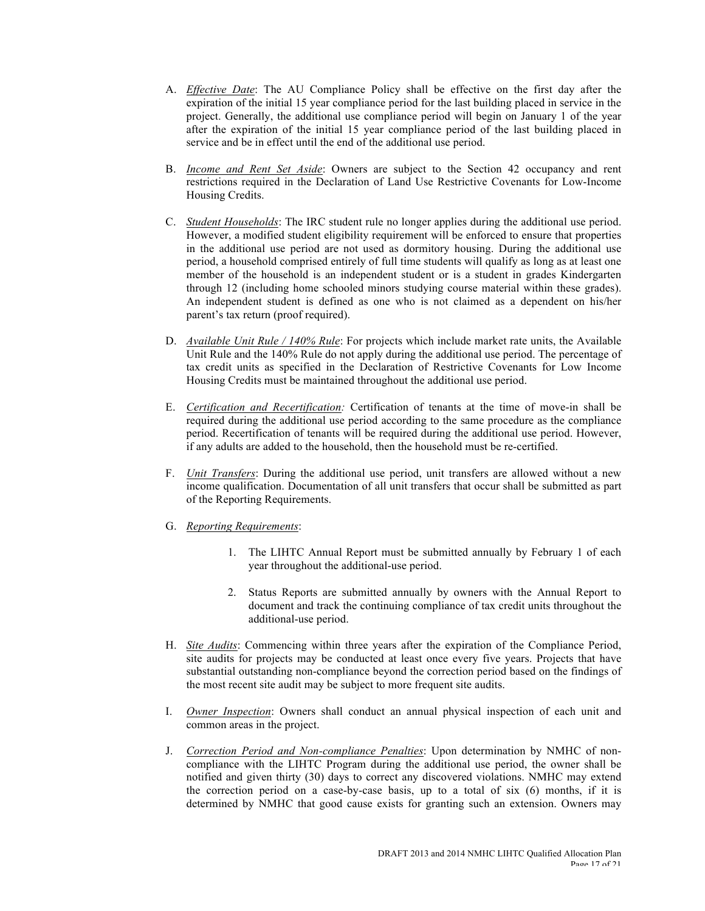A. *Effective Date*: The AU Compliance Policy shall be effective on the first day after the expiration of the initial 15 year compliance period for the last building placed in service in the project. Generally, the additional use compliance period will begin on January 1 of the year after the expiration of the initial 15 year compliance period of the last building placed in service and be in effect until the end of the additional use period.

B. *Income and Rent Set Aside*: Owners are subject to the Section 42 occupancy and rent restrictions required in the Declaration of Land Use Restrictive Covenants for Low-Income Housing Credits.

C. *Student Households*: The IRC student rule no longer applies during the additional use period. However, a modified student eligibility requirement will be enforced to ensure that properties in the additional use period are not used as dormitory housing. During the additional use period, a household comprised entirely of full time students will qualify as long as at least one member of the household is an independent student or is a student in grades Kindergarten through 12 (including home schooled minors studying course material within these grades). An independent student is defined as one who is not claimed as a dependent on his/her parent's tax return (proof required).

D. *Available Unit Rule / 140% Rule*: For projects which include market rate units, the Available Unit Rule and the 140% Rule do not apply during the additional use period. The percentage of tax credit units as specified in the Declaration of Restrictive Covenants for Low Income Housing Credits must be maintained throughout the additional use period.

E. *Certification and Recertification:* Certification of tenants at the time of move-in shall be required during the additional use period according to the same procedure as the compliance period. Recertification of tenants will be required during the additional use period. However, if any adults are added to the household, then the household must be re-certified.

F. *Unit Transfers*: During the additional use period, unit transfers are allowed without a new income qualification. Documentation of all unit transfers that occur shall be submitted as part of the Reporting Requirements.

G. *Reporting Requirements*:

   1. The LIHTC Annual Report must be submitted annually by February 1 of each year throughout the additional-use period.

   2. Status Reports are submitted annually by owners with the Annual Report to document and track the continuing compliance of tax credit units throughout the additional-use period.

H. *Site Audits*: Commencing within three years after the expiration of the Compliance Period, site audits for projects may be conducted at least once every five years. Projects that have substantial outstanding non-compliance beyond the correction period based on the findings of the most recent site audit may be subject to more frequent site audits.

I. *Owner Inspection*: Owners shall conduct an annual physical inspection of each unit and common areas in the project.

J. *Correction Period and Non-compliance Penalties*: Upon determination by NMHC of non-compliance with the LIHTC Program during the additional use period, the owner shall be notified and given thirty (30) days to correct any discovered violations. NMHC may extend the correction period on a case-by-case basis, up to a total of six (6) months, if it is determined by NMHC that good cause exists for granting such an extension. Owners may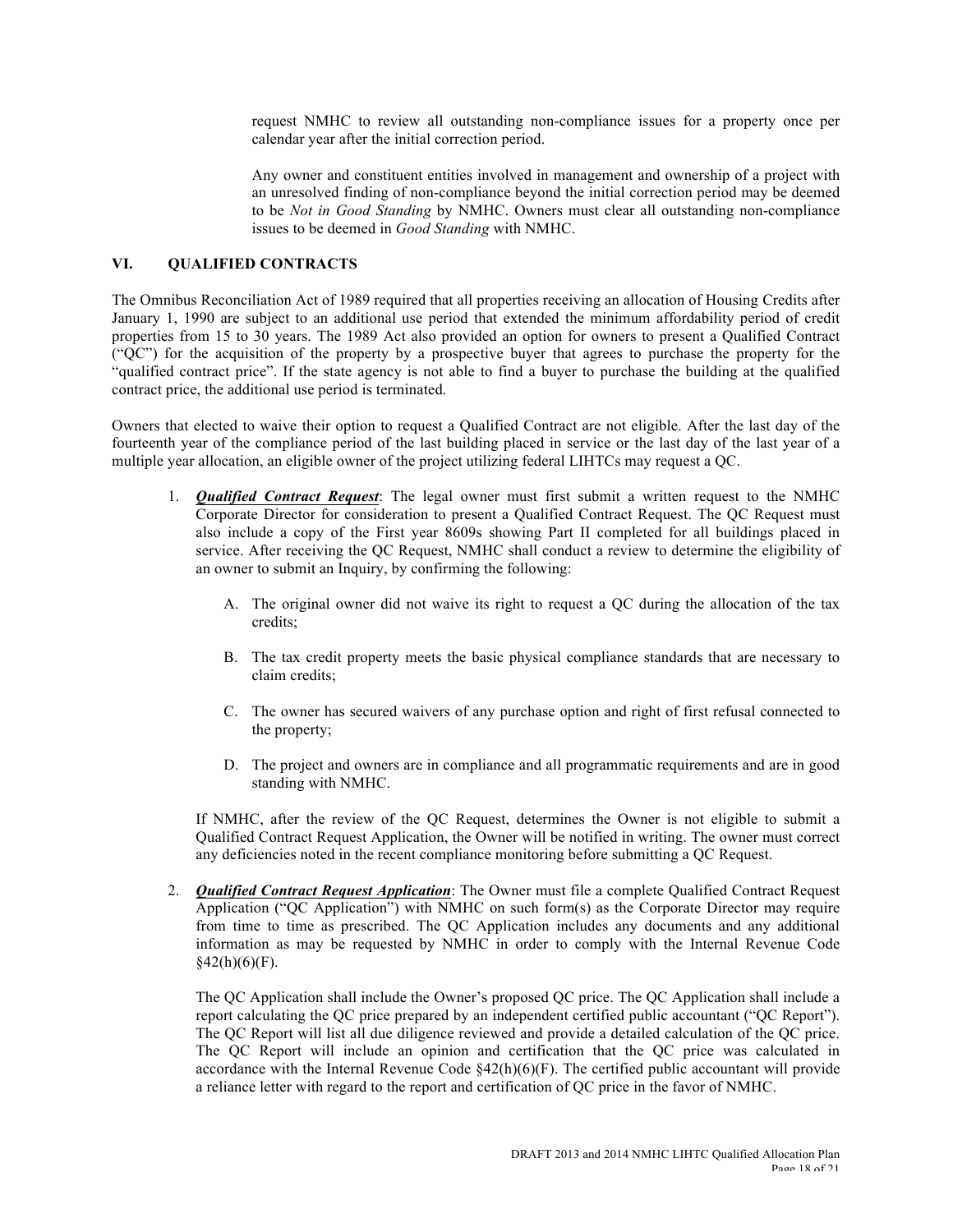request NMHC to review all outstanding non-compliance issues for a property once per calendar year after the initial correction period.

Any owner and constituent entities involved in management and ownership of a project with an unresolved finding of non-compliance beyond the initial correction period may be deemed to be *Not in Good Standing* by NMHC. Owners must clear all outstanding non-compliance issues to be deemed in *Good Standing* with NMHC.

## VI. QUALIFIED CONTRACTS

The Omnibus Reconciliation Act of 1989 required that all properties receiving an allocation of Housing Credits after January 1, 1990 are subject to an additional use period that extended the minimum affordability period of credit properties from 15 to 30 years. The 1989 Act also provided an option for owners to present a Qualified Contract ("QC") for the acquisition of the property by a prospective buyer that agrees to purchase the property for the "qualified contract price". If the state agency is not able to find a buyer to purchase the building at the qualified contract price, the additional use period is terminated.

Owners that elected to waive their option to request a Qualified Contract are not eligible. After the last day of the fourteenth year of the compliance period of the last building placed in service or the last day of the last year of a multiple year allocation, an eligible owner of the project utilizing federal LIHTCs may request a QC.

1. ***Qualified Contract Request***: The legal owner must first submit a written request to the NMHC Corporate Director for consideration to present a Qualified Contract Request. The QC Request must also include a copy of the First year 8609s showing Part II completed for all buildings placed in service. After receiving the QC Request, NMHC shall conduct a review to determine the eligibility of an owner to submit an Inquiry, by confirming the following:

   A. The original owner did not waive its right to request a QC during the allocation of the tax credits;

   B. The tax credit property meets the basic physical compliance standards that are necessary to claim credits;

   C. The owner has secured waivers of any purchase option and right of first refusal connected to the property;

   D. The project and owners are in compliance and all programmatic requirements and are in good standing with NMHC.

   If NMHC, after the review of the QC Request, determines the Owner is not eligible to submit a Qualified Contract Request Application, the Owner will be notified in writing. The owner must correct any deficiencies noted in the recent compliance monitoring before submitting a QC Request.

2. ***Qualified Contract Request Application***: The Owner must file a complete Qualified Contract Request Application ("QC Application") with NMHC on such form(s) as the Corporate Director may require from time to time as prescribed. The QC Application includes any documents and any additional information as may be requested by NMHC in order to comply with the Internal Revenue Code §42(h)(6)(F).

   The QC Application shall include the Owner's proposed QC price. The QC Application shall include a report calculating the QC price prepared by an independent certified public accountant ("QC Report"). The QC Report will list all due diligence reviewed and provide a detailed calculation of the QC price. The QC Report will include an opinion and certification that the QC price was calculated in accordance with the Internal Revenue Code §42(h)(6)(F). The certified public accountant will provide a reliance letter with regard to the report and certification of QC price in the favor of NMHC.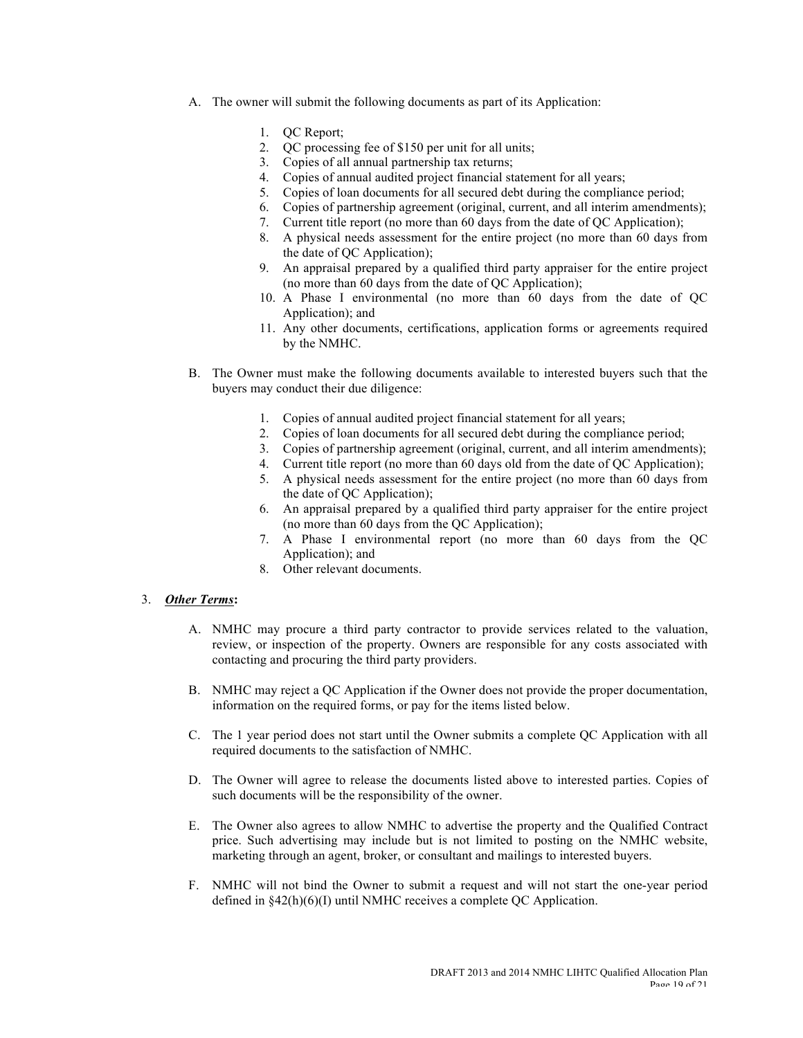A. The owner will submit the following documents as part of its Application:

   1. QC Report;
   2. QC processing fee of $150 per unit for all units;
   3. Copies of all annual partnership tax returns;
   4. Copies of annual audited project financial statement for all years;
   5. Copies of loan documents for all secured debt during the compliance period;
   6. Copies of partnership agreement (original, current, and all interim amendments);
   7. Current title report (no more than 60 days from the date of QC Application);
   8. A physical needs assessment for the entire project (no more than 60 days from the date of QC Application);
   9. An appraisal prepared by a qualified third party appraiser for the entire project (no more than 60 days from the date of QC Application);
   10. A Phase I environmental (no more than 60 days from the date of QC Application); and
   11. Any other documents, certifications, application forms or agreements required by the NMHC.

B. The Owner must make the following documents available to interested buyers such that the buyers may conduct their due diligence:

   1. Copies of annual audited project financial statement for all years;
   2. Copies of loan documents for all secured debt during the compliance period;
   3. Copies of partnership agreement (original, current, and all interim amendments);
   4. Current title report (no more than 60 days old from the date of QC Application);
   5. A physical needs assessment for the entire project (no more than 60 days from the date of QC Application);
   6. An appraisal prepared by a qualified third party appraiser for the entire project (no more than 60 days from the QC Application);
   7. A Phase I environmental report (no more than 60 days from the QC Application); and
   8. Other relevant documents.

3. ***Other Terms*:**

   A. NMHC may procure a third party contractor to provide services related to the valuation, review, or inspection of the property. Owners are responsible for any costs associated with contacting and procuring the third party providers.

   B. NMHC may reject a QC Application if the Owner does not provide the proper documentation, information on the required forms, or pay for the items listed below.

   C. The 1 year period does not start until the Owner submits a complete QC Application with all required documents to the satisfaction of NMHC.

   D. The Owner will agree to release the documents listed above to interested parties. Copies of such documents will be the responsibility of the owner.

   E. The Owner also agrees to allow NMHC to advertise the property and the Qualified Contract price. Such advertising may include but is not limited to posting on the NMHC website, marketing through an agent, broker, or consultant and mailings to interested buyers.

   F. NMHC will not bind the Owner to submit a request and will not start the one-year period defined in §42(h)(6)(I) until NMHC receives a complete QC Application.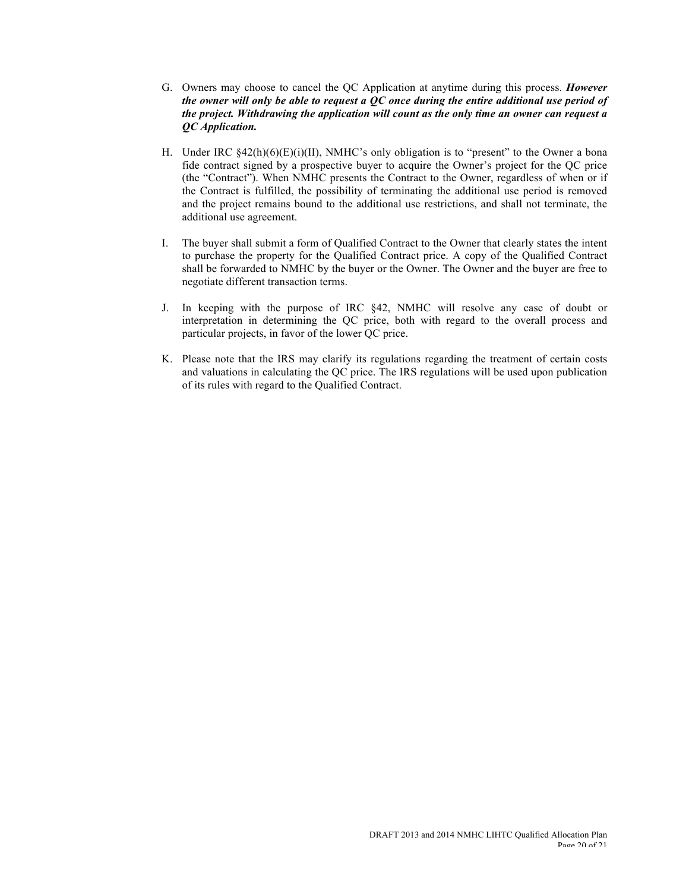G. Owners may choose to cancel the QC Application at anytime during this process. ***However the owner will only be able to request a QC once during the entire additional use period of the project. Withdrawing the application will count as the only time an owner can request a QC Application.***

H. Under IRC §42(h)(6)(E)(i)(II), NMHC's only obligation is to "present" to the Owner a bona fide contract signed by a prospective buyer to acquire the Owner's project for the QC price (the "Contract"). When NMHC presents the Contract to the Owner, regardless of when or if the Contract is fulfilled, the possibility of terminating the additional use period is removed and the project remains bound to the additional use restrictions, and shall not terminate, the additional use agreement.

I. The buyer shall submit a form of Qualified Contract to the Owner that clearly states the intent to purchase the property for the Qualified Contract price. A copy of the Qualified Contract shall be forwarded to NMHC by the buyer or the Owner. The Owner and the buyer are free to negotiate different transaction terms.

J. In keeping with the purpose of IRC §42, NMHC will resolve any case of doubt or interpretation in determining the QC price, both with regard to the overall process and particular projects, in favor of the lower QC price.

K. Please note that the IRS may clarify its regulations regarding the treatment of certain costs and valuations in calculating the QC price. The IRS regulations will be used upon publication of its rules with regard to the Qualified Contract.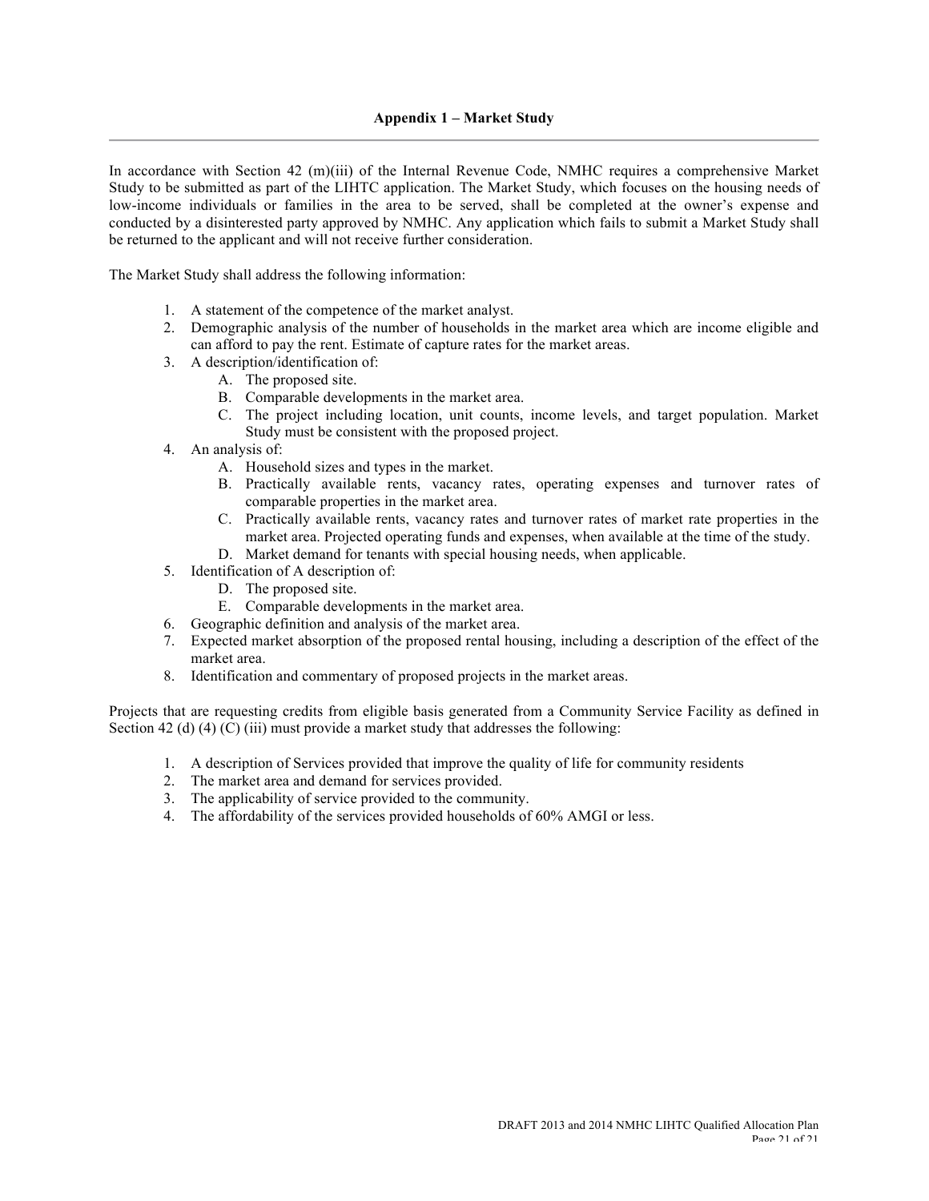## Appendix 1 – Market Study

In accordance with Section 42 (m)(iii) of the Internal Revenue Code, NMHC requires a comprehensive Market Study to be submitted as part of the LIHTC application. The Market Study, which focuses on the housing needs of low-income individuals or families in the area to be served, shall be completed at the owner's expense and conducted by a disinterested party approved by NMHC. Any application which fails to submit a Market Study shall be returned to the applicant and will not receive further consideration.

The Market Study shall address the following information:

1. A statement of the competence of the market analyst.
2. Demographic analysis of the number of households in the market area which are income eligible and can afford to pay the rent. Estimate of capture rates for the market areas.
3. A description/identification of:
   - A. The proposed site.
   - B. Comparable developments in the market area.
   - C. The project including location, unit counts, income levels, and target population. Market Study must be consistent with the proposed project.
4. An analysis of:
   - A. Household sizes and types in the market.
   - B. Practically available rents, vacancy rates, operating expenses and turnover rates of comparable properties in the market area.
   - C. Practically available rents, vacancy rates and turnover rates of market rate properties in the market area. Projected operating funds and expenses, when available at the time of the study.
   - D. Market demand for tenants with special housing needs, when applicable.
5. Identification of A description of:
   - D. The proposed site.
   - E. Comparable developments in the market area.
6. Geographic definition and analysis of the market area.
7. Expected market absorption of the proposed rental housing, including a description of the effect of the market area.
8. Identification and commentary of proposed projects in the market areas.

Projects that are requesting credits from eligible basis generated from a Community Service Facility as defined in Section 42 (d) (4) (C) (iii) must provide a market study that addresses the following:

1. A description of Services provided that improve the quality of life for community residents
2. The market area and demand for services provided.
3. The applicability of service provided to the community.
4. The affordability of the services provided households of 60% AMGI or less.